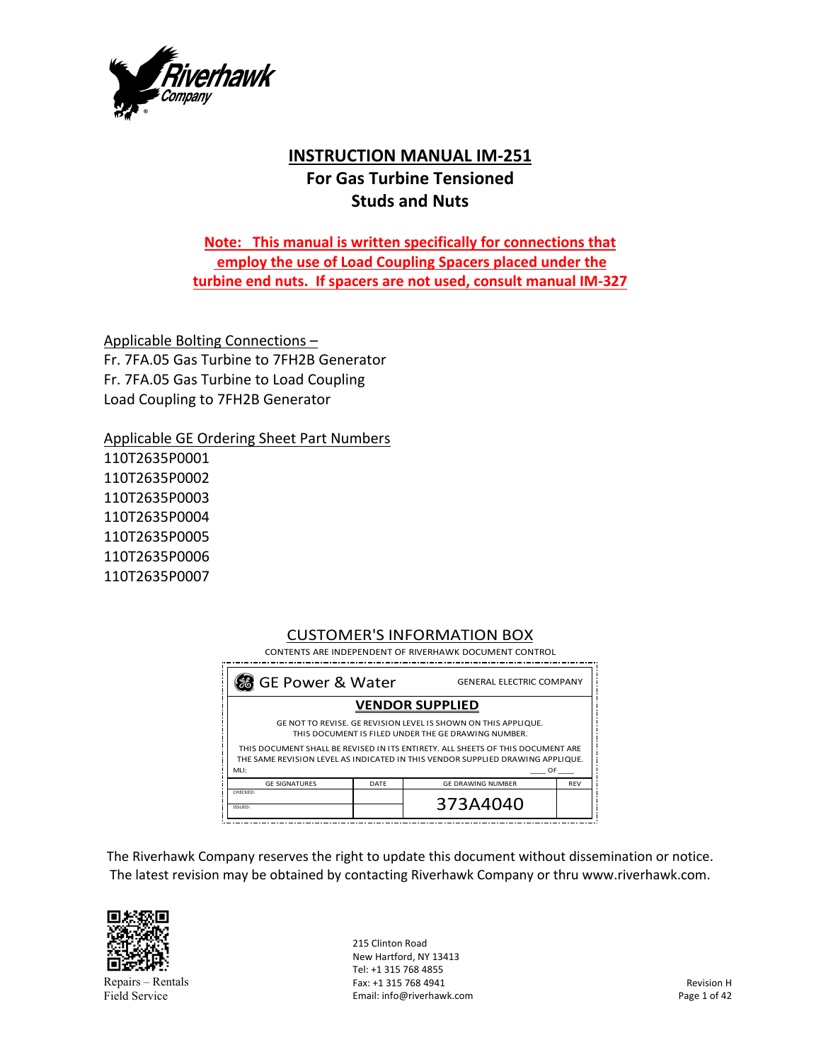# INSTRUCTION MANUAL IM-251

## For Gas Turbine Tensioned Studs and Nuts

**Note: This manual is written specifically for connections that employ the use of Load Coupling Spacers placed under the turbine end nuts. If spacers are not used, consult manual IM-327**

Applicable Bolting Connections –
Fr. 7FA.05 Gas Turbine to 7FH2B Generator
Fr. 7FA.05 Gas Turbine to Load Coupling
Load Coupling to 7FH2B Generator

Applicable GE Ordering Sheet Part Numbers
110T2635P0001
110T2635P0002
110T2635P0003
110T2635P0004
110T2635P0005
110T2635P0006
110T2635P0007

CUSTOMER'S INFORMATION BOX

CONTENTS ARE INDEPENDENT OF RIVERHAWK DOCUMENT CONTROL

GE Power & Water — GENERAL ELECTRIC COMPANY

**VENDOR SUPPLIED**

GE NOT TO REVISE. GE REVISION LEVEL IS SHOWN ON THIS APPLIQUE. THIS DOCUMENT IS FILED UNDER THE GE DRAWING NUMBER.

THIS DOCUMENT SHALL BE REVISED IN ITS ENTIRETY. ALL SHEETS OF THIS DOCUMENT ARE THE SAME REVISION LEVEL AS INDICATED IN THIS VENDOR SUPPLIED DRAWING APPLIQUE.

MLI: ____ OF ____

| GE SIGNATURES | DATE | GE DRAWING NUMBER | REV |
|---|---|---|---|
| CHECKED: | | 373A4040 | |
| ISSUED: | | | |

The Riverhawk Company reserves the right to update this document without dissemination or notice. The latest revision may be obtained by contacting Riverhawk Company or thru www.riverhawk.com.

Repairs – Rentals
Field Service

215 Clinton Road
New Hartford, NY 13413
Tel: +1 315 768 4855
Fax: +1 315 768 4941
Email: info@riverhawk.com

Revision H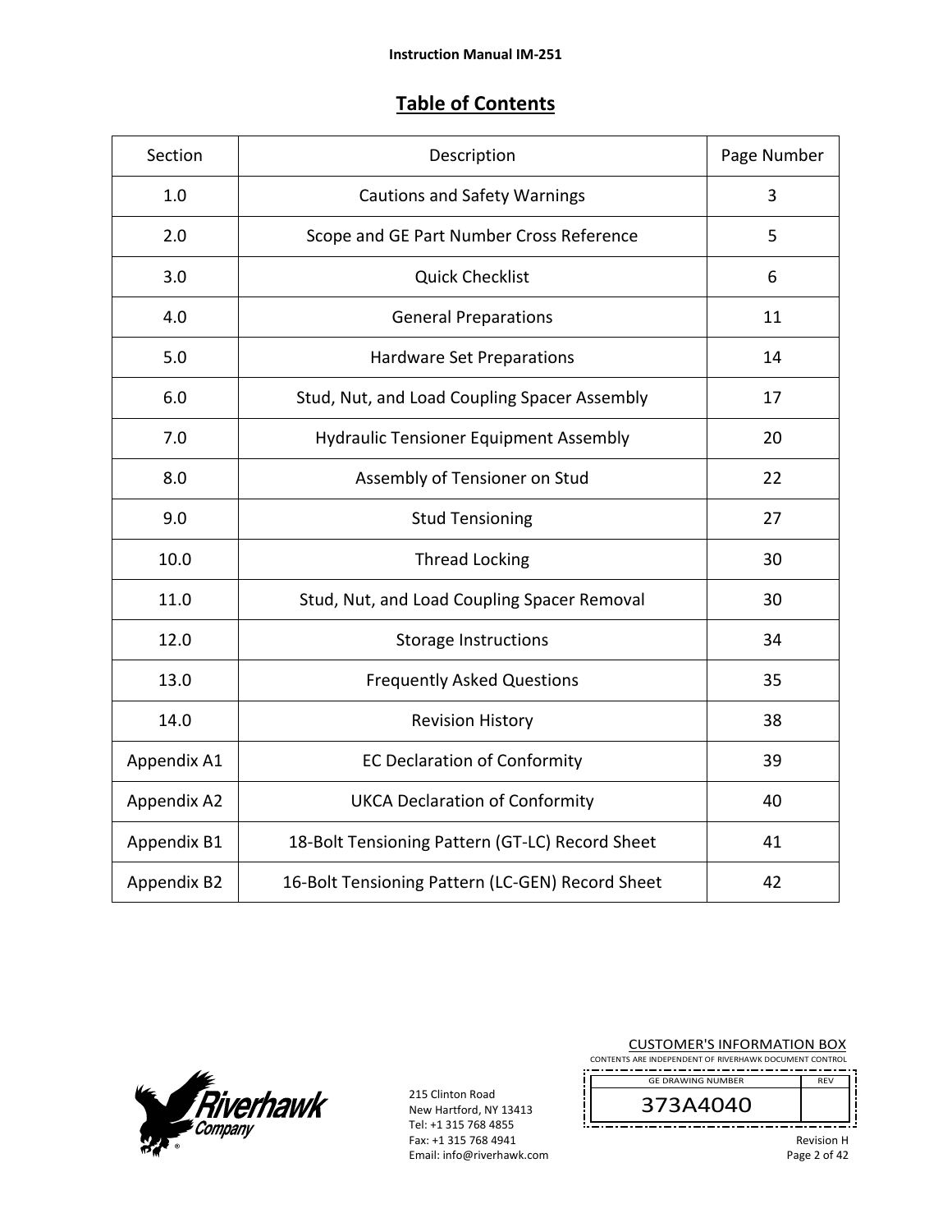# Table of Contents

| Section | Description | Page Number |
|---|---|---|
| 1.0 | Cautions and Safety Warnings | 3 |
| 2.0 | Scope and GE Part Number Cross Reference | 5 |
| 3.0 | Quick Checklist | 6 |
| 4.0 | General Preparations | 11 |
| 5.0 | Hardware Set Preparations | 14 |
| 6.0 | Stud, Nut, and Load Coupling Spacer Assembly | 17 |
| 7.0 | Hydraulic Tensioner Equipment Assembly | 20 |
| 8.0 | Assembly of Tensioner on Stud | 22 |
| 9.0 | Stud Tensioning | 27 |
| 10.0 | Thread Locking | 30 |
| 11.0 | Stud, Nut, and Load Coupling Spacer Removal | 30 |
| 12.0 | Storage Instructions | 34 |
| 13.0 | Frequently Asked Questions | 35 |
| 14.0 | Revision History | 38 |
| Appendix A1 | EC Declaration of Conformity | 39 |
| Appendix A2 | UKCA Declaration of Conformity | 40 |
| Appendix B1 | 18-Bolt Tensioning Pattern (GT-LC) Record Sheet | 41 |
| Appendix B2 | 16-Bolt Tensioning Pattern (LC-GEN) Record Sheet | 42 |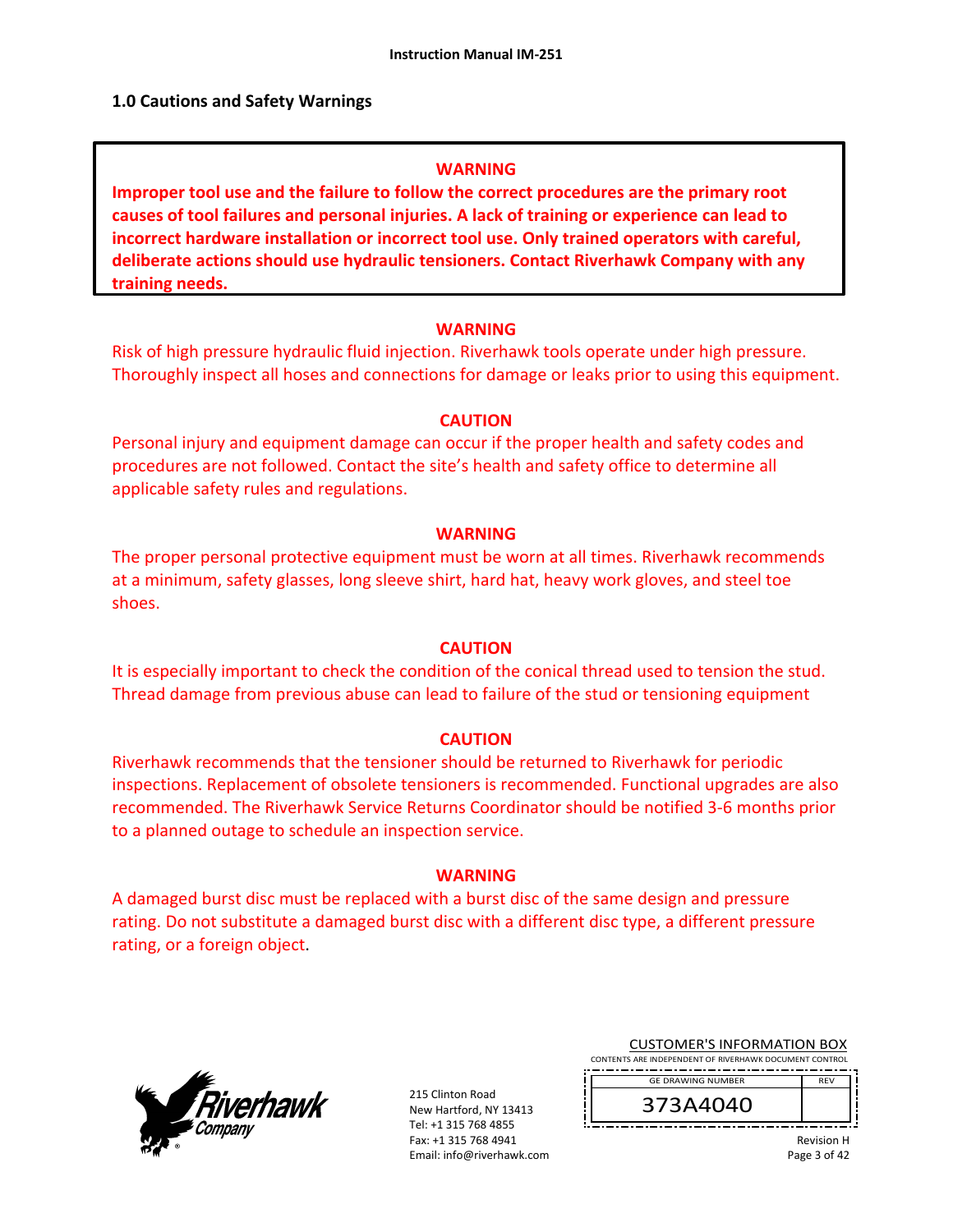## 1.0 Cautions and Safety Warnings

**WARNING**

**Improper tool use and the failure to follow the correct procedures are the primary root causes of tool failures and personal injuries. A lack of training or experience can lead to incorrect hardware installation or incorrect tool use. Only trained operators with careful, deliberate actions should use hydraulic tensioners. Contact Riverhawk Company with any training needs.**

**WARNING**

Risk of high pressure hydraulic fluid injection. Riverhawk tools operate under high pressure. Thoroughly inspect all hoses and connections for damage or leaks prior to using this equipment.

**CAUTION**

Personal injury and equipment damage can occur if the proper health and safety codes and procedures are not followed. Contact the site's health and safety office to determine all applicable safety rules and regulations.

**WARNING**

The proper personal protective equipment must be worn at all times. Riverhawk recommends at a minimum, safety glasses, long sleeve shirt, hard hat, heavy work gloves, and steel toe shoes.

**CAUTION**

It is especially important to check the condition of the conical thread used to tension the stud. Thread damage from previous abuse can lead to failure of the stud or tensioning equipment

**CAUTION**

Riverhawk recommends that the tensioner should be returned to Riverhawk for periodic inspections. Replacement of obsolete tensioners is recommended. Functional upgrades are also recommended. The Riverhawk Service Returns Coordinator should be notified 3-6 months prior to a planned outage to schedule an inspection service.

**WARNING**

A damaged burst disc must be replaced with a burst disc of the same design and pressure rating. Do not substitute a damaged burst disc with a different disc type, a different pressure rating, or a foreign object.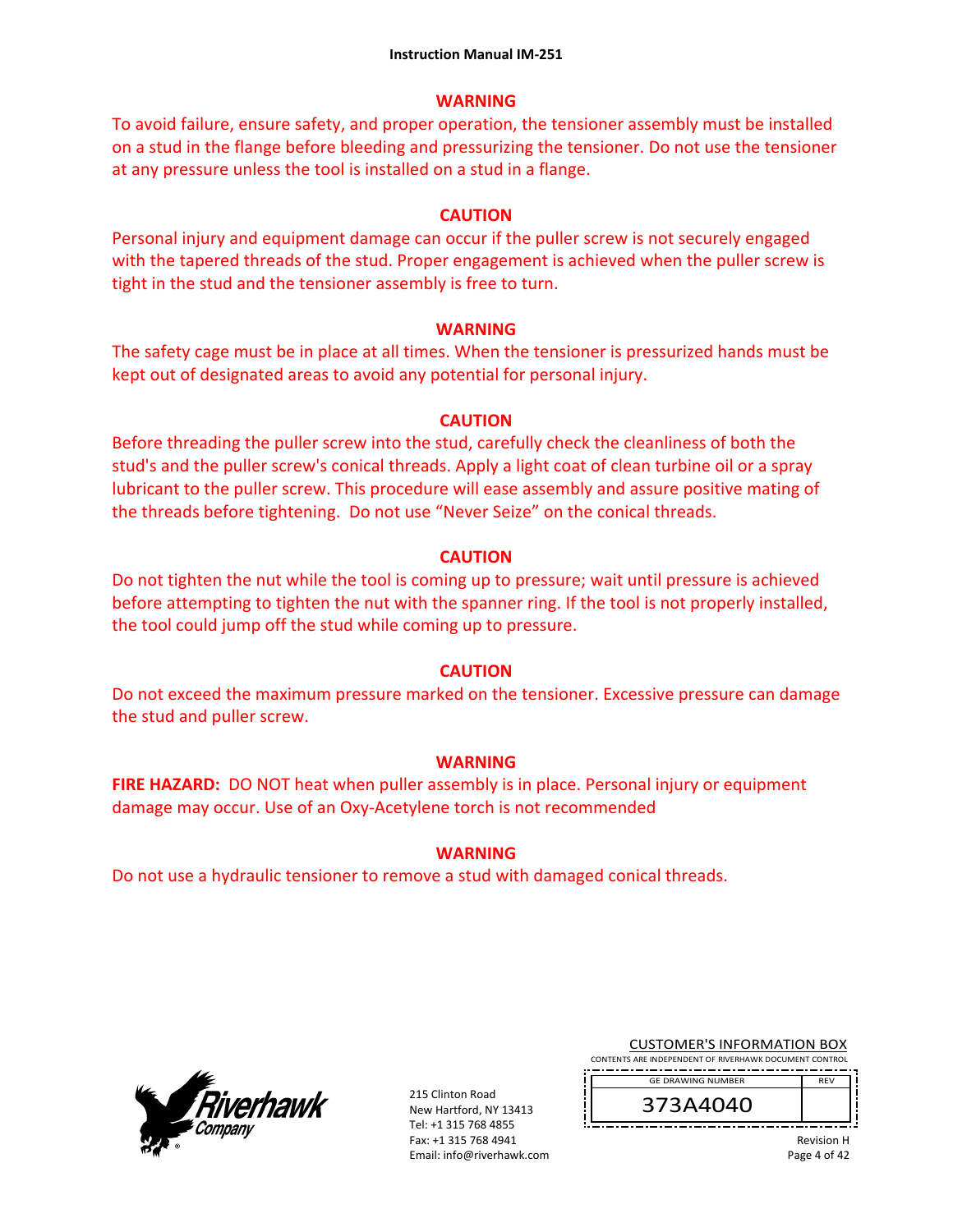**WARNING**

To avoid failure, ensure safety, and proper operation, the tensioner assembly must be installed on a stud in the flange before bleeding and pressurizing the tensioner. Do not use the tensioner at any pressure unless the tool is installed on a stud in a flange.

**CAUTION**

Personal injury and equipment damage can occur if the puller screw is not securely engaged with the tapered threads of the stud. Proper engagement is achieved when the puller screw is tight in the stud and the tensioner assembly is free to turn.

**WARNING**

The safety cage must be in place at all times. When the tensioner is pressurized hands must be kept out of designated areas to avoid any potential for personal injury.

**CAUTION**

Before threading the puller screw into the stud, carefully check the cleanliness of both the stud's and the puller screw's conical threads. Apply a light coat of clean turbine oil or a spray lubricant to the puller screw. This procedure will ease assembly and assure positive mating of the threads before tightening. Do not use "Never Seize" on the conical threads.

**CAUTION**

Do not tighten the nut while the tool is coming up to pressure; wait until pressure is achieved before attempting to tighten the nut with the spanner ring. If the tool is not properly installed, the tool could jump off the stud while coming up to pressure.

**CAUTION**

Do not exceed the maximum pressure marked on the tensioner. Excessive pressure can damage the stud and puller screw.

**WARNING**

**FIRE HAZARD:** DO NOT heat when puller assembly is in place. Personal injury or equipment damage may occur. Use of an Oxy-Acetylene torch is not recommended

**WARNING**

Do not use a hydraulic tensioner to remove a stud with damaged conical threads.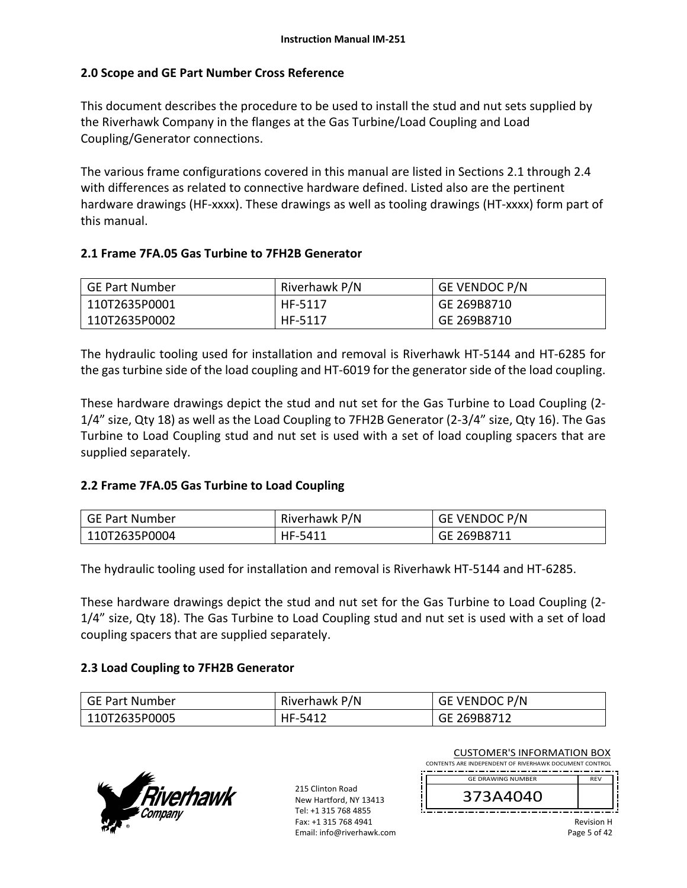## 2.0 Scope and GE Part Number Cross Reference

This document describes the procedure to be used to install the stud and nut sets supplied by the Riverhawk Company in the flanges at the Gas Turbine/Load Coupling and Load Coupling/Generator connections.

The various frame configurations covered in this manual are listed in Sections 2.1 through 2.4 with differences as related to connective hardware defined. Listed also are the pertinent hardware drawings (HF-xxxx). These drawings as well as tooling drawings (HT-xxxx) form part of this manual.

### 2.1 Frame 7FA.05 Gas Turbine to 7FH2B Generator

| GE Part Number | Riverhawk P/N | GE VENDOC P/N |
|---|---|---|
| 110T2635P0001<br>110T2635P0002 | HF-5117<br>HF-5117 | GE 269B8710<br>GE 269B8710 |

The hydraulic tooling used for installation and removal is Riverhawk HT-5144 and HT-6285 for the gas turbine side of the load coupling and HT-6019 for the generator side of the load coupling.

These hardware drawings depict the stud and nut set for the Gas Turbine to Load Coupling (2-1/4" size, Qty 18) as well as the Load Coupling to 7FH2B Generator (2-3/4" size, Qty 16). The Gas Turbine to Load Coupling stud and nut set is used with a set of load coupling spacers that are supplied separately.

### 2.2 Frame 7FA.05 Gas Turbine to Load Coupling

| GE Part Number | Riverhawk P/N | GE VENDOC P/N |
|---|---|---|
| 110T2635P0004 | HF-5411 | GE 269B8711 |

The hydraulic tooling used for installation and removal is Riverhawk HT-5144 and HT-6285.

These hardware drawings depict the stud and nut set for the Gas Turbine to Load Coupling (2-1/4" size, Qty 18). The Gas Turbine to Load Coupling stud and nut set is used with a set of load coupling spacers that are supplied separately.

### 2.3 Load Coupling to 7FH2B Generator

| GE Part Number | Riverhawk P/N | GE VENDOC P/N |
|---|---|---|
| 110T2635P0005 | HF-5412 | GE 269B8712 |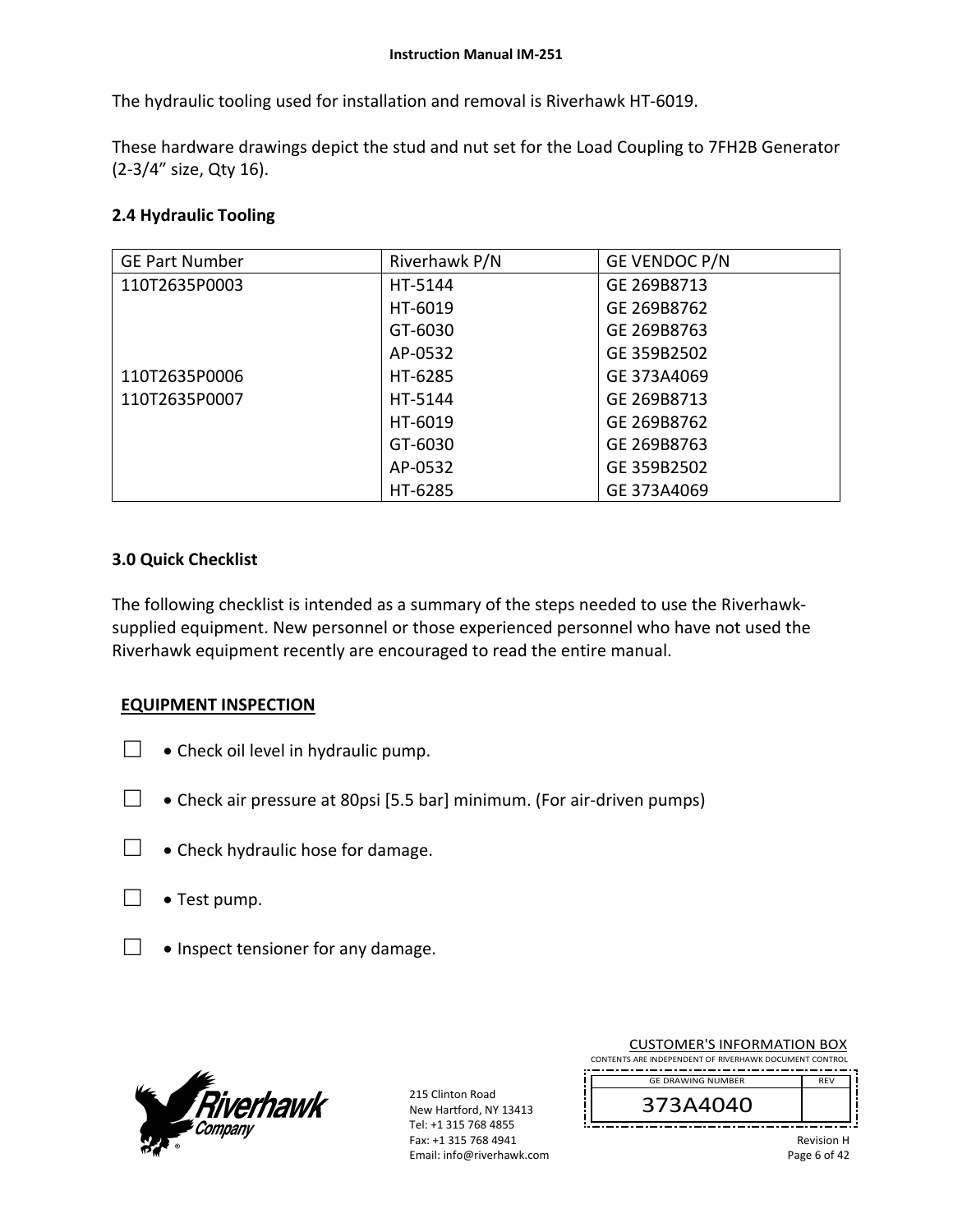The hydraulic tooling used for installation and removal is Riverhawk HT-6019.

These hardware drawings depict the stud and nut set for the Load Coupling to 7FH2B Generator (2-3/4" size, Qty 16).

### 2.4 Hydraulic Tooling

| GE Part Number | Riverhawk P/N | GE VENDOC P/N |
|---|---|---|
| 110T2635P0003 | HT-5144 | GE 269B8713 |
| | HT-6019 | GE 269B8762 |
| | GT-6030 | GE 269B8763 |
| | AP-0532 | GE 359B2502 |
| 110T2635P0006 | HT-6285 | GE 373A4069 |
| 110T2635P0007 | HT-5144 | GE 269B8713 |
| | HT-6019 | GE 269B8762 |
| | GT-6030 | GE 269B8763 |
| | AP-0532 | GE 359B2502 |
| | HT-6285 | GE 373A4069 |

## 3.0 Quick Checklist

The following checklist is intended as a summary of the steps needed to use the Riverhawk-supplied equipment. New personnel or those experienced personnel who have not used the Riverhawk equipment recently are encouraged to read the entire manual.

**EQUIPMENT INSPECTION**

☐ • Check oil level in hydraulic pump.

☐ • Check air pressure at 80psi [5.5 bar] minimum. (For air-driven pumps)

☐ • Check hydraulic hose for damage.

☐ • Test pump.

☐ • Inspect tensioner for any damage.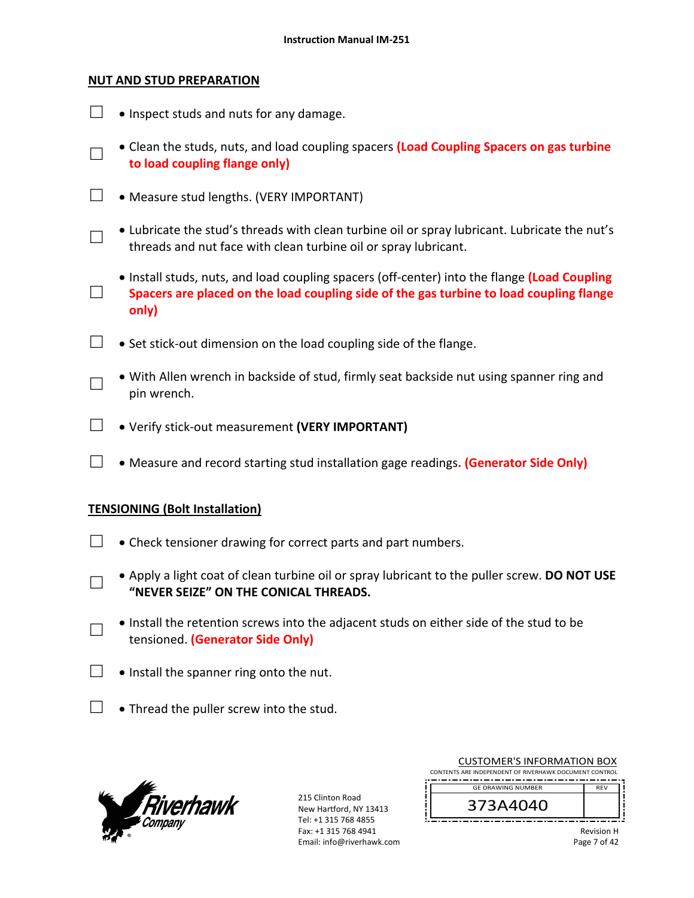## NUT AND STUD PREPARATION

- ☐ • Inspect studs and nuts for any damage.
- ☐ • Clean the studs, nuts, and load coupling spacers **(Load Coupling Spacers on gas turbine to load coupling flange only)**
- ☐ • Measure stud lengths. (VERY IMPORTANT)
- ☐ • Lubricate the stud's threads with clean turbine oil or spray lubricant. Lubricate the nut's threads and nut face with clean turbine oil or spray lubricant.
- ☐ • Install studs, nuts, and load coupling spacers (off-center) into the flange **(Load Coupling Spacers are placed on the load coupling side of the gas turbine to load coupling flange only)**
- ☐ • Set stick-out dimension on the load coupling side of the flange.
- ☐ • With Allen wrench in backside of stud, firmly seat backside nut using spanner ring and pin wrench.
- ☐ • Verify stick-out measurement **(VERY IMPORTANT)**
- ☐ • Measure and record starting stud installation gage readings**. (Generator Side Only)**

## TENSIONING (Bolt Installation)

- ☐ • Check tensioner drawing for correct parts and part numbers.
- ☐ • Apply a light coat of clean turbine oil or spray lubricant to the puller screw. **DO NOT USE "NEVER SEIZE" ON THE CONICAL THREADS.**
- ☐ • Install the retention screws into the adjacent studs on either side of the stud to be tensioned. **(Generator Side Only)**
- ☐ • Install the spanner ring onto the nut.
- ☐ • Thread the puller screw into the stud.

215 Clinton Road
New Hartford, NY 13413
Tel: +1 315 768 4855
Fax: +1 315 768 4941
Email: info@riverhawk.com

CUSTOMER'S INFORMATION BOX
CONTENTS ARE INDEPENDENT OF RIVERHAWK DOCUMENT CONTROL

| GE DRAWING NUMBER | REV |
|---|---|
| 373A4040 | |

Revision H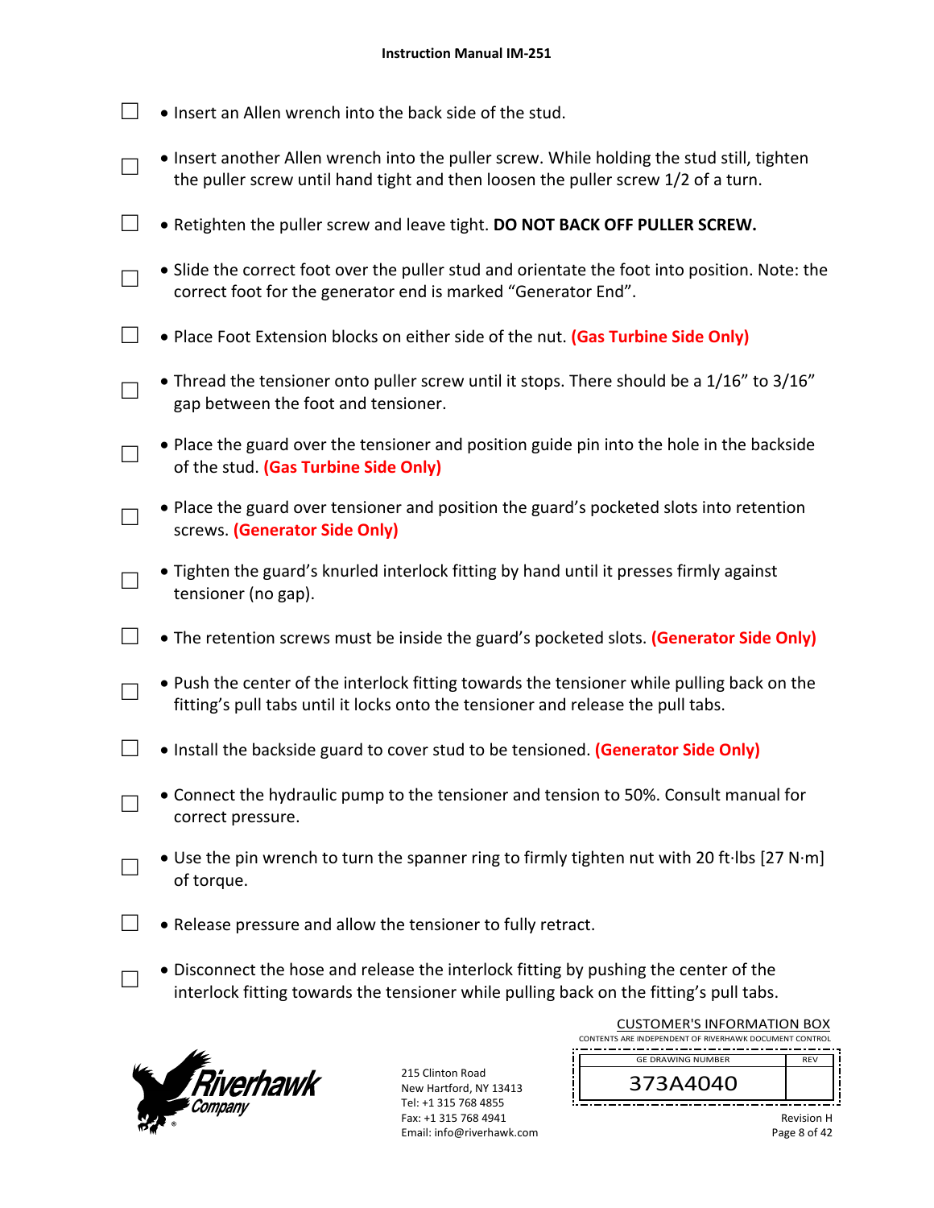- [ ] Insert an Allen wrench into the back side of the stud.
- [ ] Insert another Allen wrench into the puller screw. While holding the stud still, tighten the puller screw until hand tight and then loosen the puller screw 1/2 of a turn.
- [ ] Retighten the puller screw and leave tight. **DO NOT BACK OFF PULLER SCREW.**
- [ ] Slide the correct foot over the puller stud and orientate the foot into position. Note: the correct foot for the generator end is marked “Generator End”.
- [ ] Place Foot Extension blocks on either side of the nut. **(Gas Turbine Side Only)**
- [ ] Thread the tensioner onto puller screw until it stops. There should be a 1/16” to 3/16” gap between the foot and tensioner.
- [ ] Place the guard over the tensioner and position guide pin into the hole in the backside of the stud. **(Gas Turbine Side Only)**
- [ ] Place the guard over tensioner and position the guard’s pocketed slots into retention screws. **(Generator Side Only)**
- [ ] Tighten the guard’s knurled interlock fitting by hand until it presses firmly against tensioner (no gap).
- [ ] The retention screws must be inside the guard’s pocketed slots. **(Generator Side Only)**
- [ ] Push the center of the interlock fitting towards the tensioner while pulling back on the fitting’s pull tabs until it locks onto the tensioner and release the pull tabs.
- [ ] Install the backside guard to cover stud to be tensioned. **(Generator Side Only)**
- [ ] Connect the hydraulic pump to the tensioner and tension to 50%. Consult manual for correct pressure.
- [ ] Use the pin wrench to turn the spanner ring to firmly tighten nut with 20 ft·lbs [27 N·m] of torque.
- [ ] Release pressure and allow the tensioner to fully retract.
- [ ] Disconnect the hose and release the interlock fitting by pushing the center of the interlock fitting towards the tensioner while pulling back on the fitting’s pull tabs.

215 Clinton Road
New Hartford, NY 13413
Tel: +1 315 768 4855
Fax: +1 315 768 4941
Email: info@riverhawk.com

CUSTOMER'S INFORMATION BOX
CONTENTS ARE INDEPENDENT OF RIVERHAWK DOCUMENT CONTROL

| GE DRAWING NUMBER | REV |
|---|---|
| 373A4040 | |

Revision H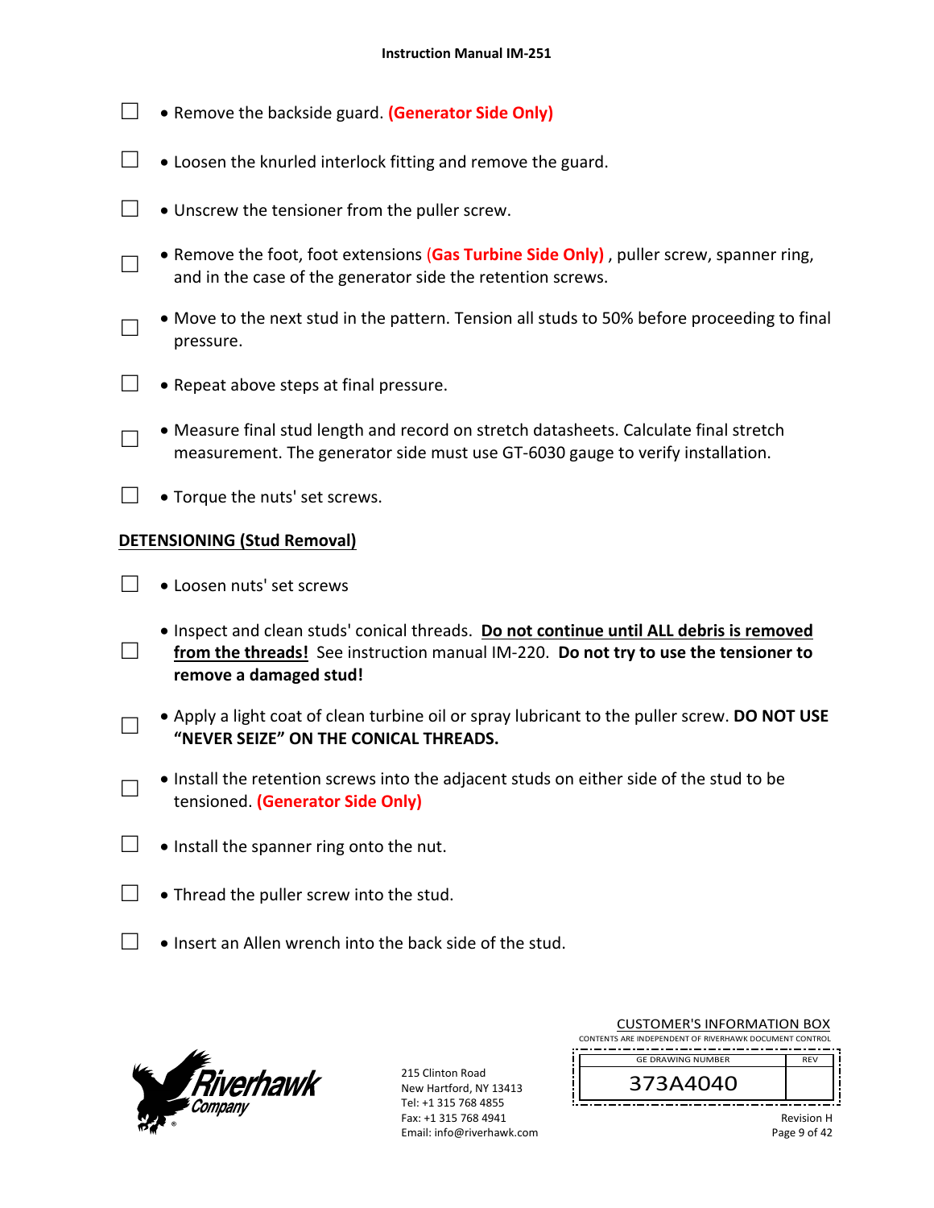- ☐ Remove the backside guard. **(Generator Side Only)**
- ☐ Loosen the knurled interlock fitting and remove the guard.
- ☐ Unscrew the tensioner from the puller screw.
- ☐ Remove the foot, foot extensions (**Gas Turbine Side Only)** , puller screw, spanner ring, and in the case of the generator side the retention screws.
- ☐ Move to the next stud in the pattern. Tension all studs to 50% before proceeding to final pressure.
- ☐ Repeat above steps at final pressure.
- ☐ Measure final stud length and record on stretch datasheets. Calculate final stretch measurement. The generator side must use GT-6030 gauge to verify installation.
- ☐ Torque the nuts' set screws.

## DETENSIONING (Stud Removal)

- ☐ Loosen nuts' set screws
- ☐ Inspect and clean studs' conical threads. **Do not continue until ALL debris is removed from the threads!** See instruction manual IM-220. **Do not try to use the tensioner to remove a damaged stud!**
- ☐ Apply a light coat of clean turbine oil or spray lubricant to the puller screw. **DO NOT USE "NEVER SEIZE" ON THE CONICAL THREADS.**
- ☐ Install the retention screws into the adjacent studs on either side of the stud to be tensioned. **(Generator Side Only)**
- ☐ Install the spanner ring onto the nut.
- ☐ Thread the puller screw into the stud.
- ☐ Insert an Allen wrench into the back side of the stud.

215 Clinton Road
New Hartford, NY 13413
Tel: +1 315 768 4855
Fax: +1 315 768 4941
Email: info@riverhawk.com

CUSTOMER'S INFORMATION BOX
CONTENTS ARE INDEPENDENT OF RIVERHAWK DOCUMENT CONTROL

| GE DRAWING NUMBER | REV |
|---|---|
| 373A4040 | |

Revision H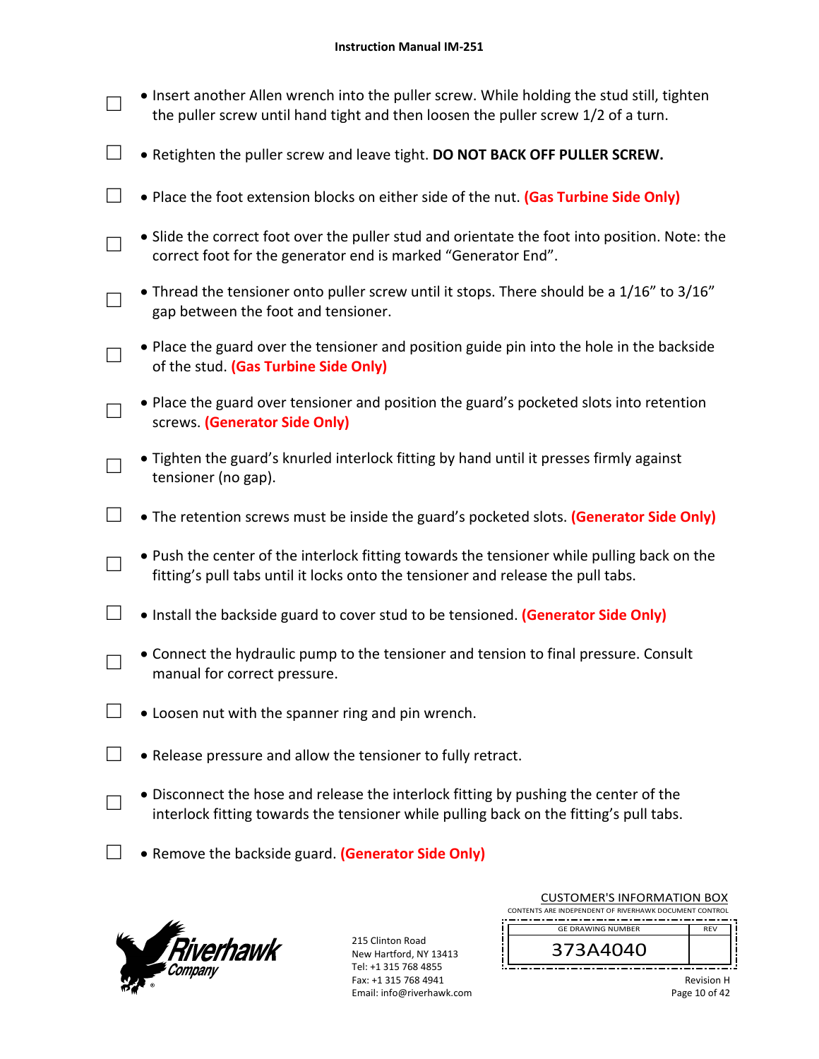- ☐ Insert another Allen wrench into the puller screw. While holding the stud still, tighten the puller screw until hand tight and then loosen the puller screw 1/2 of a turn.
- ☐ Retighten the puller screw and leave tight. **DO NOT BACK OFF PULLER SCREW.**
- ☐ Place the foot extension blocks on either side of the nut. **(Gas Turbine Side Only)**
- ☐ Slide the correct foot over the puller stud and orientate the foot into position. Note: the correct foot for the generator end is marked “Generator End”.
- ☐ Thread the tensioner onto puller screw until it stops. There should be a 1/16” to 3/16” gap between the foot and tensioner.
- ☐ Place the guard over the tensioner and position guide pin into the hole in the backside of the stud. **(Gas Turbine Side Only)**
- ☐ Place the guard over tensioner and position the guard’s pocketed slots into retention screws. **(Generator Side Only)**
- ☐ Tighten the guard’s knurled interlock fitting by hand until it presses firmly against tensioner (no gap).
- ☐ The retention screws must be inside the guard’s pocketed slots. **(Generator Side Only)**
- ☐ Push the center of the interlock fitting towards the tensioner while pulling back on the fitting’s pull tabs until it locks onto the tensioner and release the pull tabs.
- ☐ Install the backside guard to cover stud to be tensioned. **(Generator Side Only)**
- ☐ Connect the hydraulic pump to the tensioner and tension to final pressure. Consult manual for correct pressure.
- ☐ Loosen nut with the spanner ring and pin wrench.
- ☐ Release pressure and allow the tensioner to fully retract.
- ☐ Disconnect the hose and release the interlock fitting by pushing the center of the interlock fitting towards the tensioner while pulling back on the fitting’s pull tabs.
- ☐ Remove the backside guard. **(Generator Side Only)**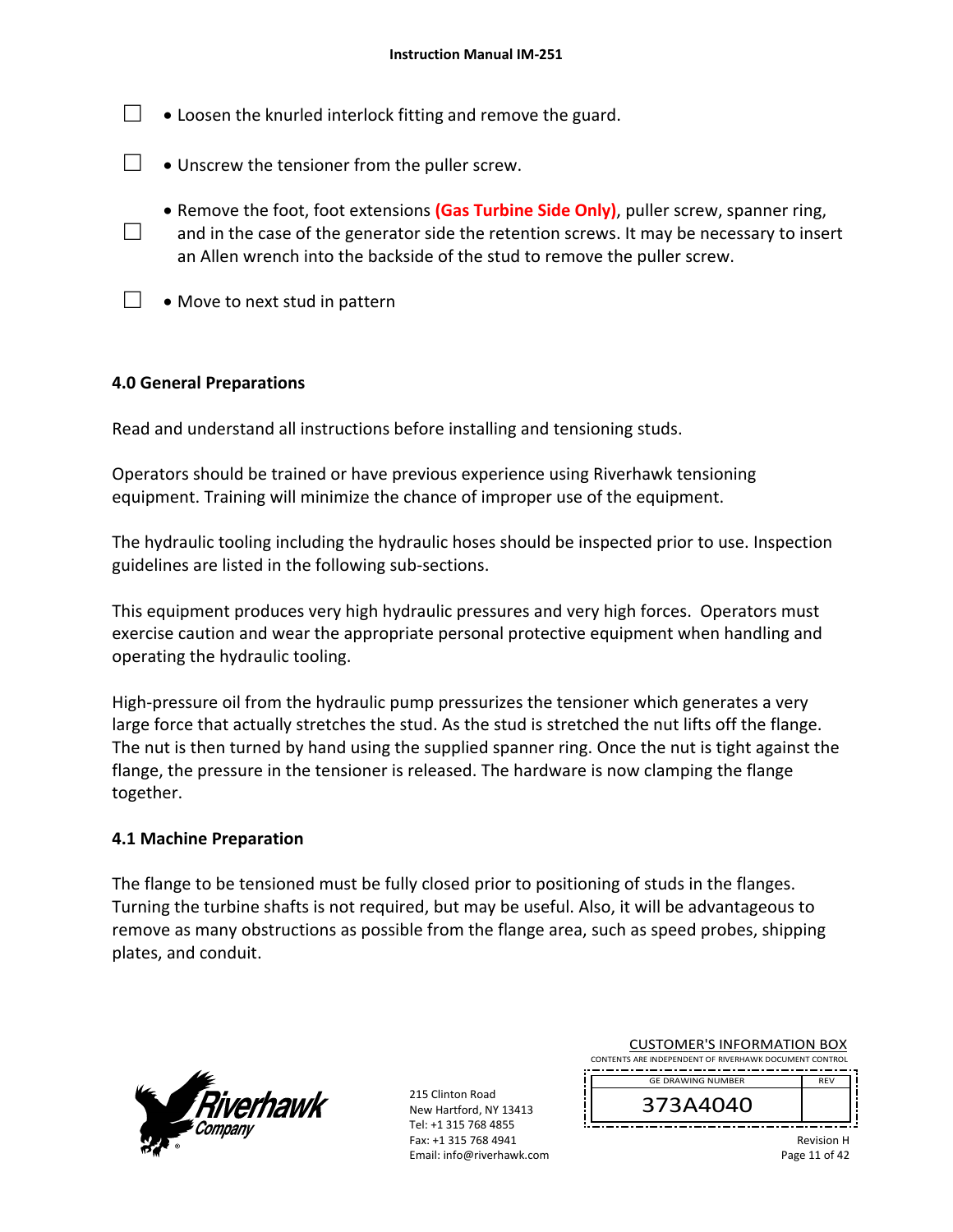☐ • Loosen the knurled interlock fitting and remove the guard.

☐ • Unscrew the tensioner from the puller screw.

☐ • Remove the foot, foot extensions **(Gas Turbine Side Only)**, puller screw, spanner ring, and in the case of the generator side the retention screws. It may be necessary to insert an Allen wrench into the backside of the stud to remove the puller screw.

☐ • Move to next stud in pattern

## 4.0 General Preparations

Read and understand all instructions before installing and tensioning studs.

Operators should be trained or have previous experience using Riverhawk tensioning equipment. Training will minimize the chance of improper use of the equipment.

The hydraulic tooling including the hydraulic hoses should be inspected prior to use. Inspection guidelines are listed in the following sub-sections.

This equipment produces very high hydraulic pressures and very high forces. Operators must exercise caution and wear the appropriate personal protective equipment when handling and operating the hydraulic tooling.

High-pressure oil from the hydraulic pump pressurizes the tensioner which generates a very large force that actually stretches the stud. As the stud is stretched the nut lifts off the flange. The nut is then turned by hand using the supplied spanner ring. Once the nut is tight against the flange, the pressure in the tensioner is released. The hardware is now clamping the flange together.

## 4.1 Machine Preparation

The flange to be tensioned must be fully closed prior to positioning of studs in the flanges. Turning the turbine shafts is not required, but may be useful. Also, it will be advantageous to remove as many obstructions as possible from the flange area, such as speed probes, shipping plates, and conduit.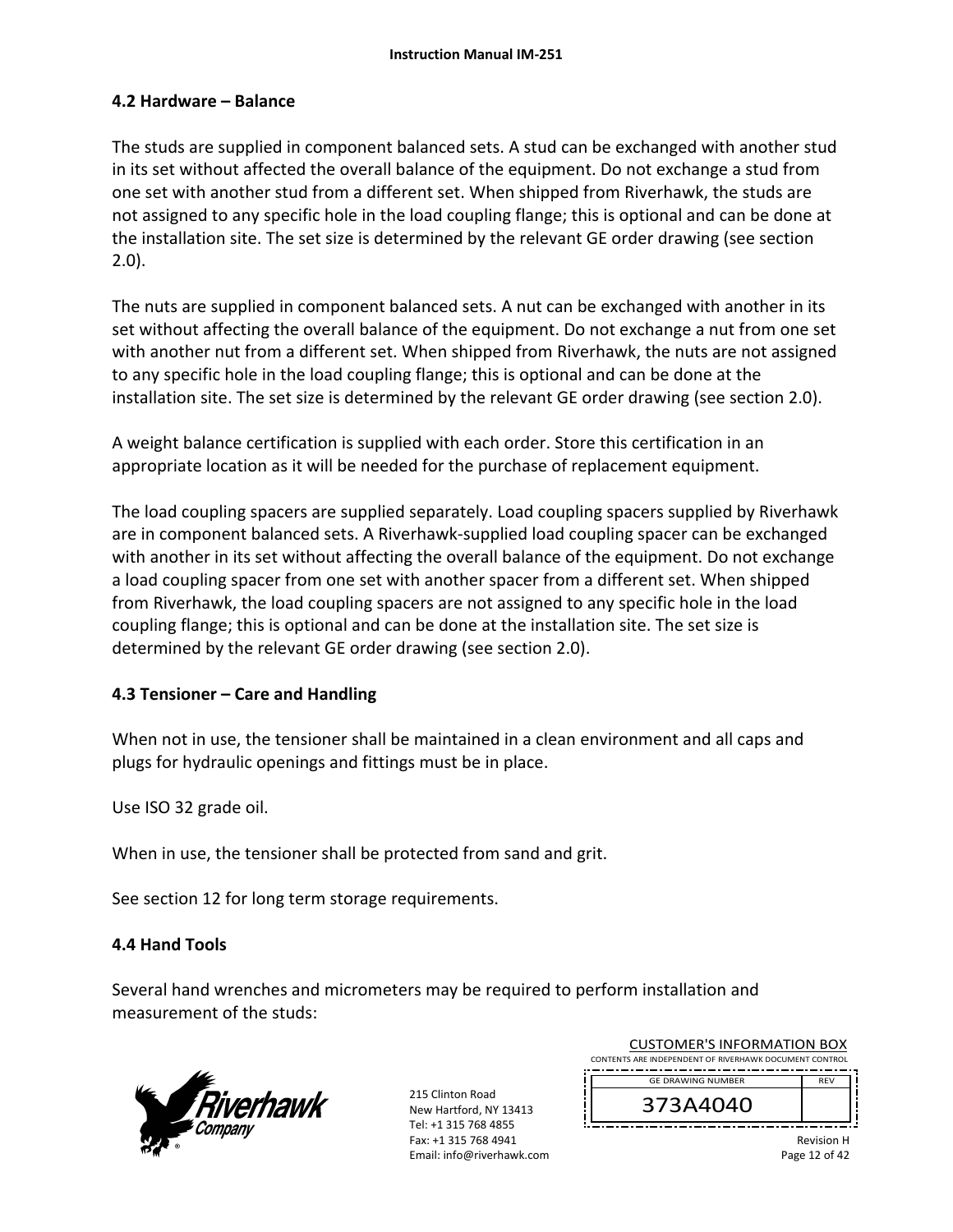## 4.2 Hardware – Balance

The studs are supplied in component balanced sets. A stud can be exchanged with another stud in its set without affected the overall balance of the equipment. Do not exchange a stud from one set with another stud from a different set. When shipped from Riverhawk, the studs are not assigned to any specific hole in the load coupling flange; this is optional and can be done at the installation site. The set size is determined by the relevant GE order drawing (see section 2.0).

The nuts are supplied in component balanced sets. A nut can be exchanged with another in its set without affecting the overall balance of the equipment. Do not exchange a nut from one set with another nut from a different set. When shipped from Riverhawk, the nuts are not assigned to any specific hole in the load coupling flange; this is optional and can be done at the installation site. The set size is determined by the relevant GE order drawing (see section 2.0).

A weight balance certification is supplied with each order. Store this certification in an appropriate location as it will be needed for the purchase of replacement equipment.

The load coupling spacers are supplied separately. Load coupling spacers supplied by Riverhawk are in component balanced sets. A Riverhawk-supplied load coupling spacer can be exchanged with another in its set without affecting the overall balance of the equipment. Do not exchange a load coupling spacer from one set with another spacer from a different set. When shipped from Riverhawk, the load coupling spacers are not assigned to any specific hole in the load coupling flange; this is optional and can be done at the installation site. The set size is determined by the relevant GE order drawing (see section 2.0).

## 4.3 Tensioner – Care and Handling

When not in use, the tensioner shall be maintained in a clean environment and all caps and plugs for hydraulic openings and fittings must be in place.

Use ISO 32 grade oil.

When in use, the tensioner shall be protected from sand and grit.

See section 12 for long term storage requirements.

## 4.4 Hand Tools

Several hand wrenches and micrometers may be required to perform installation and measurement of the studs: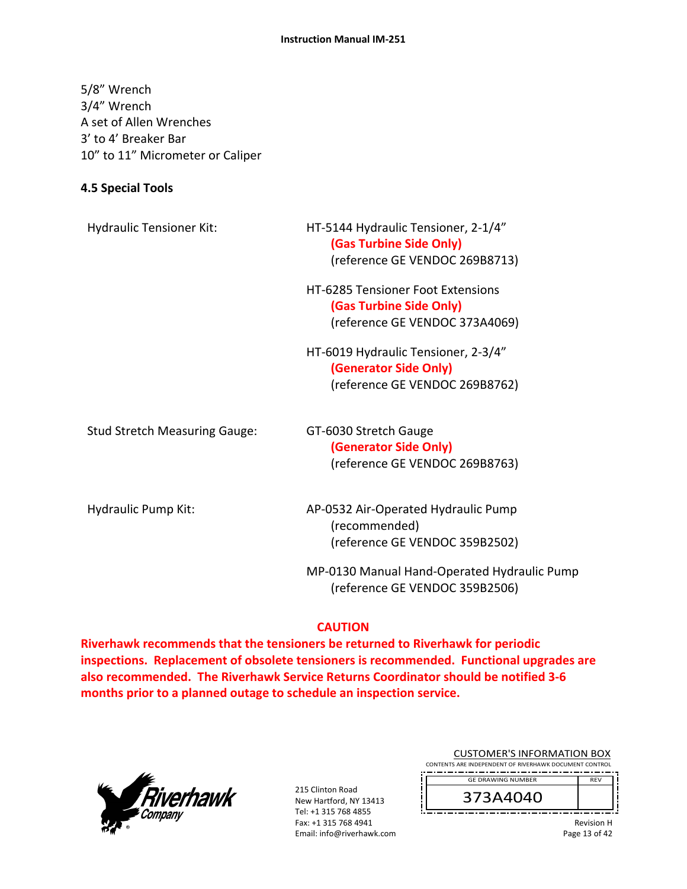5/8" Wrench
3/4" Wrench
A set of Allen Wrenches
3' to 4' Breaker Bar
10" to 11" Micrometer or Caliper

### 4.5 Special Tools

| | |
|---|---|
| Hydraulic Tensioner Kit: | HT-5144 Hydraulic Tensioner, 2-1/4" **(Gas Turbine Side Only)** (reference GE VENDOC 269B8713) |
| | HT-6285 Tensioner Foot Extensions **(Gas Turbine Side Only)** (reference GE VENDOC 373A4069) |
| | HT-6019 Hydraulic Tensioner, 2-3/4" **(Generator Side Only)** (reference GE VENDOC 269B8762) |
| Stud Stretch Measuring Gauge: | GT-6030 Stretch Gauge **(Generator Side Only)** (reference GE VENDOC 269B8763) |
| Hydraulic Pump Kit: | AP-0532 Air-Operated Hydraulic Pump (recommended) (reference GE VENDOC 359B2502) |
| | MP-0130 Manual Hand-Operated Hydraulic Pump (reference GE VENDOC 359B2506) |

**CAUTION**

**Riverhawk recommends that the tensioners be returned to Riverhawk for periodic inspections. Replacement of obsolete tensioners is recommended. Functional upgrades are also recommended. The Riverhawk Service Returns Coordinator should be notified 3-6 months prior to a planned outage to schedule an inspection service.**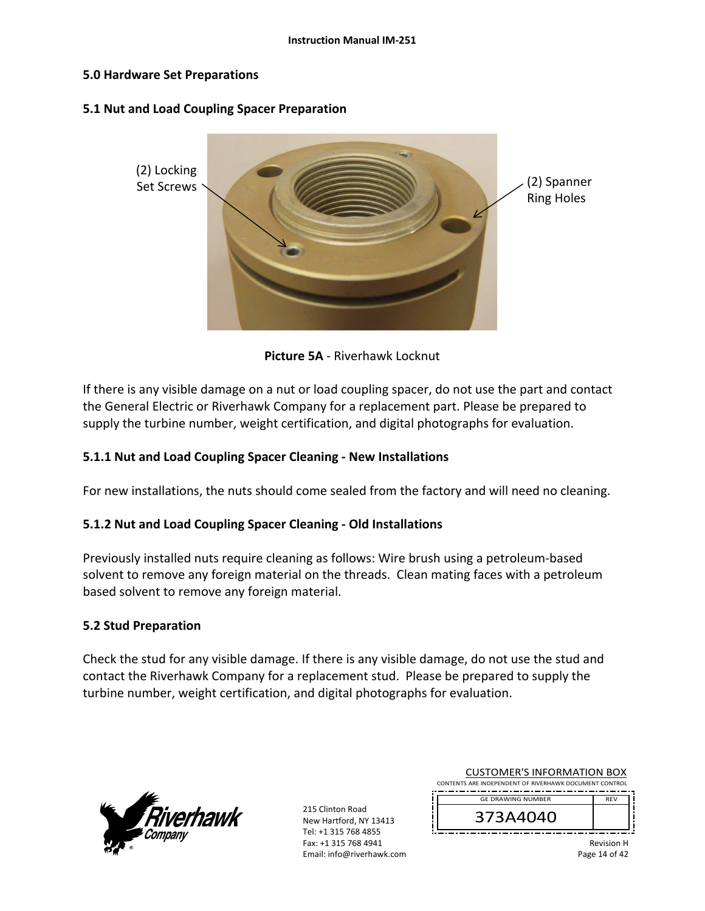## 5.0 Hardware Set Preparations

### 5.1 Nut and Load Coupling Spacer Preparation

(2) Locking Set Screws

(2) Spanner Ring Holes

**Picture 5A** - Riverhawk Locknut

If there is any visible damage on a nut or load coupling spacer, do not use the part and contact the General Electric or Riverhawk Company for a replacement part. Please be prepared to supply the turbine number, weight certification, and digital photographs for evaluation.

#### 5.1.1 Nut and Load Coupling Spacer Cleaning - New Installations

For new installations, the nuts should come sealed from the factory and will need no cleaning.

#### 5.1.2 Nut and Load Coupling Spacer Cleaning - Old Installations

Previously installed nuts require cleaning as follows: Wire brush using a petroleum-based solvent to remove any foreign material on the threads. Clean mating faces with a petroleum based solvent to remove any foreign material.

### 5.2 Stud Preparation

Check the stud for any visible damage. If there is any visible damage, do not use the stud and contact the Riverhawk Company for a replacement stud. Please be prepared to supply the turbine number, weight certification, and digital photographs for evaluation.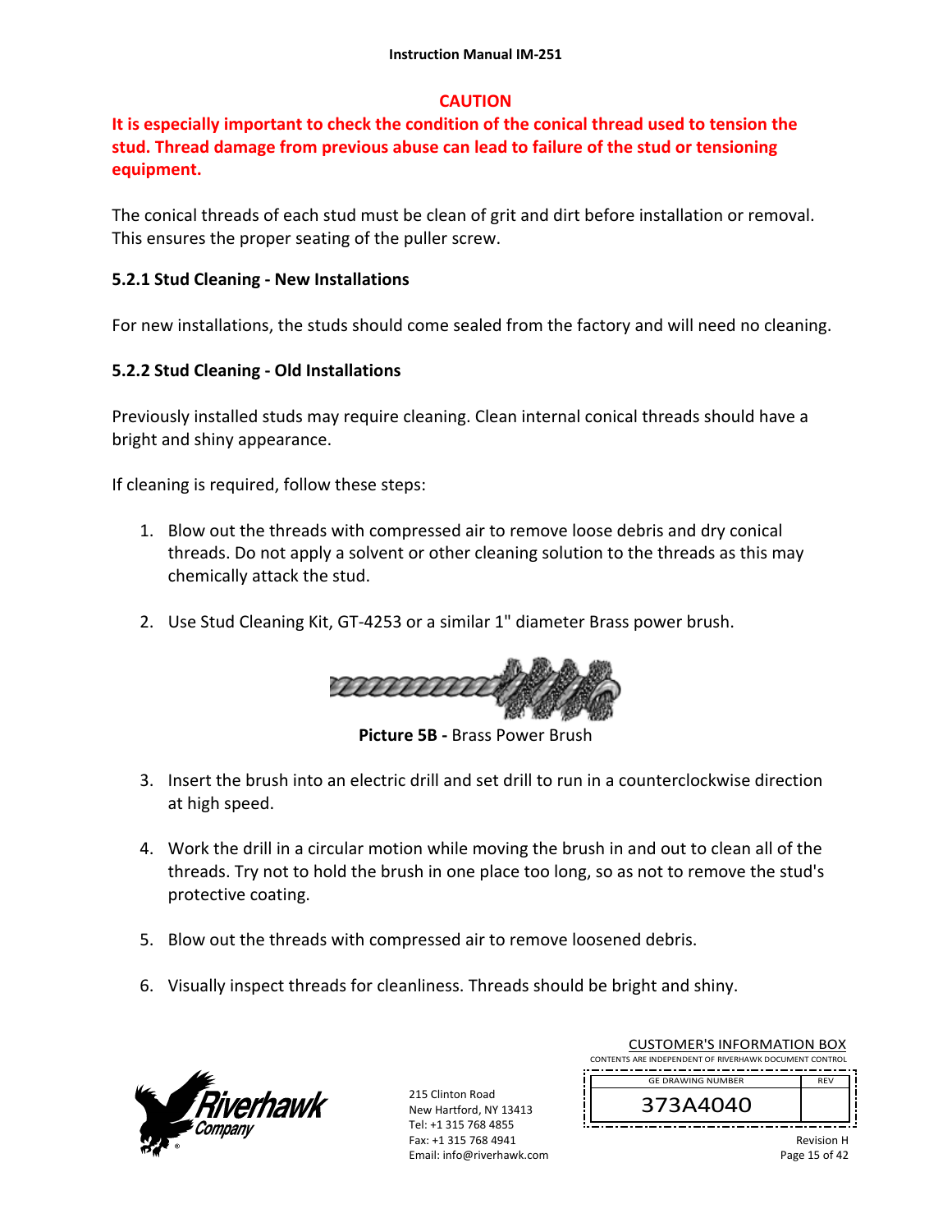**CAUTION**

**It is especially important to check the condition of the conical thread used to tension the stud. Thread damage from previous abuse can lead to failure of the stud or tensioning equipment.**

The conical threads of each stud must be clean of grit and dirt before installation or removal. This ensures the proper seating of the puller screw.

### 5.2.1 Stud Cleaning - New Installations

For new installations, the studs should come sealed from the factory and will need no cleaning.

### 5.2.2 Stud Cleaning - Old Installations

Previously installed studs may require cleaning. Clean internal conical threads should have a bright and shiny appearance.

If cleaning is required, follow these steps:

1. Blow out the threads with compressed air to remove loose debris and dry conical threads. Do not apply a solvent or other cleaning solution to the threads as this may chemically attack the stud.

2. Use Stud Cleaning Kit, GT-4253 or a similar 1" diameter Brass power brush.

**Picture 5B -** Brass Power Brush

3. Insert the brush into an electric drill and set drill to run in a counterclockwise direction at high speed.

4. Work the drill in a circular motion while moving the brush in and out to clean all of the threads. Try not to hold the brush in one place too long, so as not to remove the stud's protective coating.

5. Blow out the threads with compressed air to remove loosened debris.

6. Visually inspect threads for cleanliness. Threads should be bright and shiny.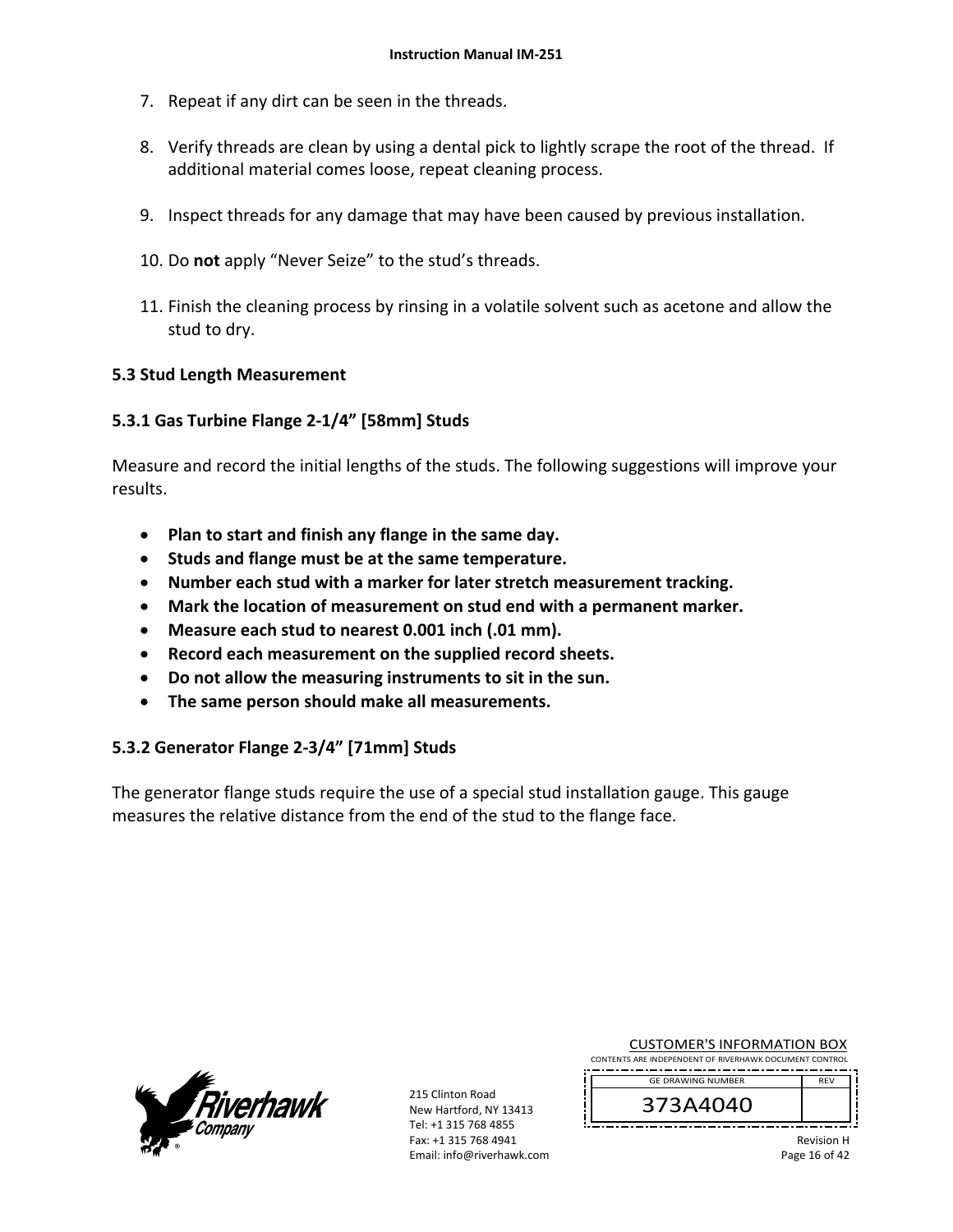7. Repeat if any dirt can be seen in the threads.

8. Verify threads are clean by using a dental pick to lightly scrape the root of the thread. If additional material comes loose, repeat cleaning process.

9. Inspect threads for any damage that may have been caused by previous installation.

10. Do **not** apply "Never Seize" to the stud's threads.

11. Finish the cleaning process by rinsing in a volatile solvent such as acetone and allow the stud to dry.

### 5.3 Stud Length Measurement

#### 5.3.1 Gas Turbine Flange 2-1/4" [58mm] Studs

Measure and record the initial lengths of the studs. The following suggestions will improve your results.

- **Plan to start and finish any flange in the same day.**
- **Studs and flange must be at the same temperature.**
- **Number each stud with a marker for later stretch measurement tracking.**
- **Mark the location of measurement on stud end with a permanent marker.**
- **Measure each stud to nearest 0.001 inch (.01 mm).**
- **Record each measurement on the supplied record sheets.**
- **Do not allow the measuring instruments to sit in the sun.**
- **The same person should make all measurements.**

#### 5.3.2 Generator Flange 2-3/4" [71mm] Studs

The generator flange studs require the use of a special stud installation gauge. This gauge measures the relative distance from the end of the stud to the flange face.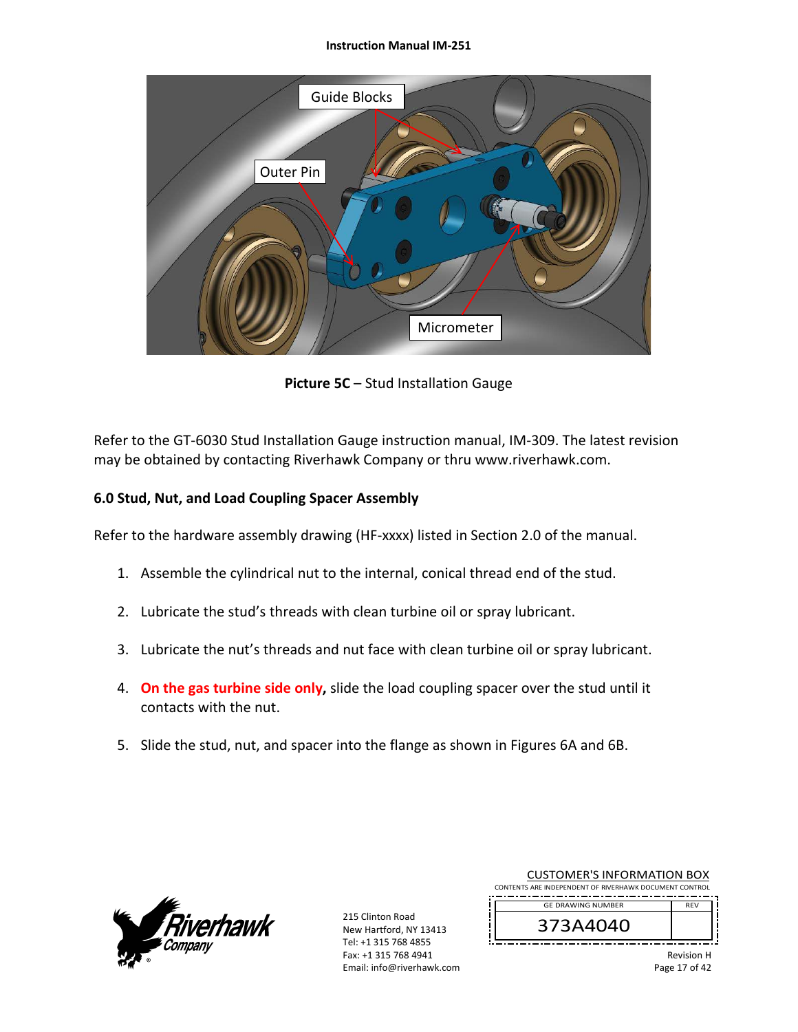**Picture 5C** – Stud Installation Gauge

Refer to the GT-6030 Stud Installation Gauge instruction manual, IM-309. The latest revision may be obtained by contacting Riverhawk Company or thru www.riverhawk.com.

## 6.0 Stud, Nut, and Load Coupling Spacer Assembly

Refer to the hardware assembly drawing (HF-xxxx) listed in Section 2.0 of the manual.

1. Assemble the cylindrical nut to the internal, conical thread end of the stud.
2. Lubricate the stud's threads with clean turbine oil or spray lubricant.
3. Lubricate the nut's threads and nut face with clean turbine oil or spray lubricant.
4. **On the gas turbine side only**, slide the load coupling spacer over the stud until it contacts with the nut.
5. Slide the stud, nut, and spacer into the flange as shown in Figures 6A and 6B.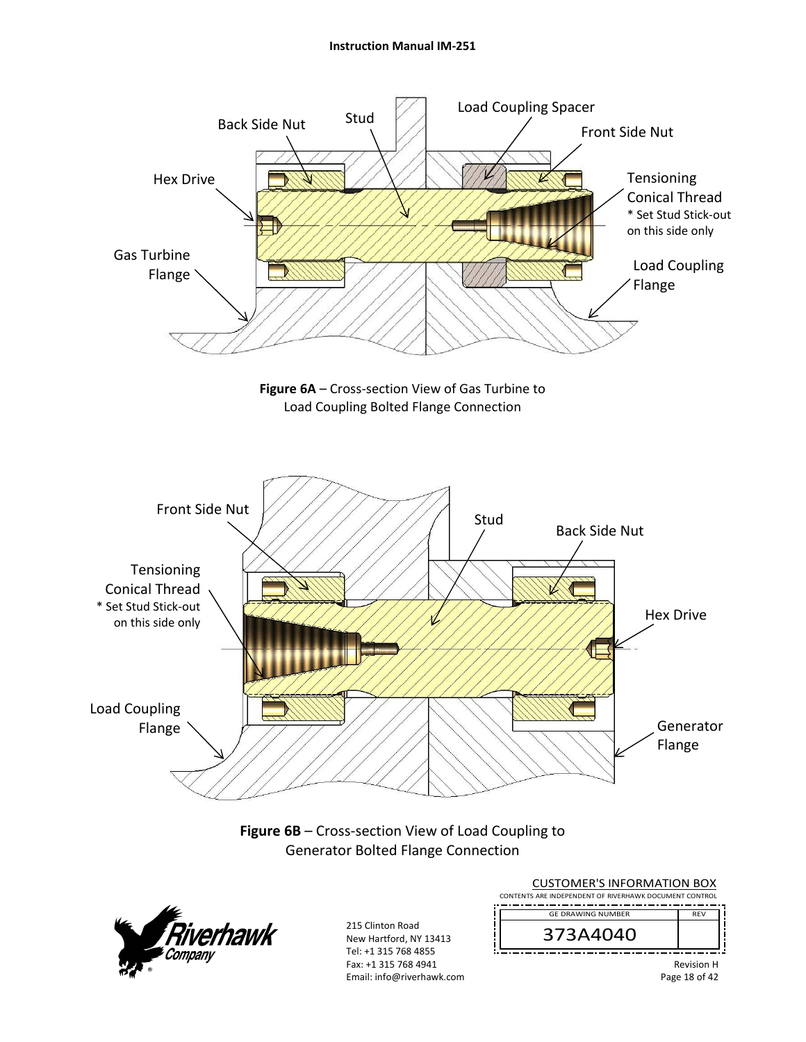Back Side Nut

Stud

Load Coupling Spacer

Front Side Nut

Hex Drive

Tensioning Conical Thread
* Set Stud Stick-out on this side only

Gas Turbine Flange

Load Coupling Flange

**Figure 6A** – Cross-section View of Gas Turbine to Load Coupling Bolted Flange Connection

Front Side Nut

Stud

Back Side Nut

Tensioning Conical Thread
* Set Stud Stick-out on this side only

Hex Drive

Load Coupling Flange

Generator Flange

**Figure 6B** – Cross-section View of Load Coupling to Generator Bolted Flange Connection

215 Clinton Road
New Hartford, NY 13413
Tel: +1 315 768 4855
Fax: +1 315 768 4941
Email: info@riverhawk.com

CUSTOMER'S INFORMATION BOX
CONTENTS ARE INDEPENDENT OF RIVERHAWK DOCUMENT CONTROL

| GE DRAWING NUMBER | REV |
|---|---|
| 373A4040 | |

Revision H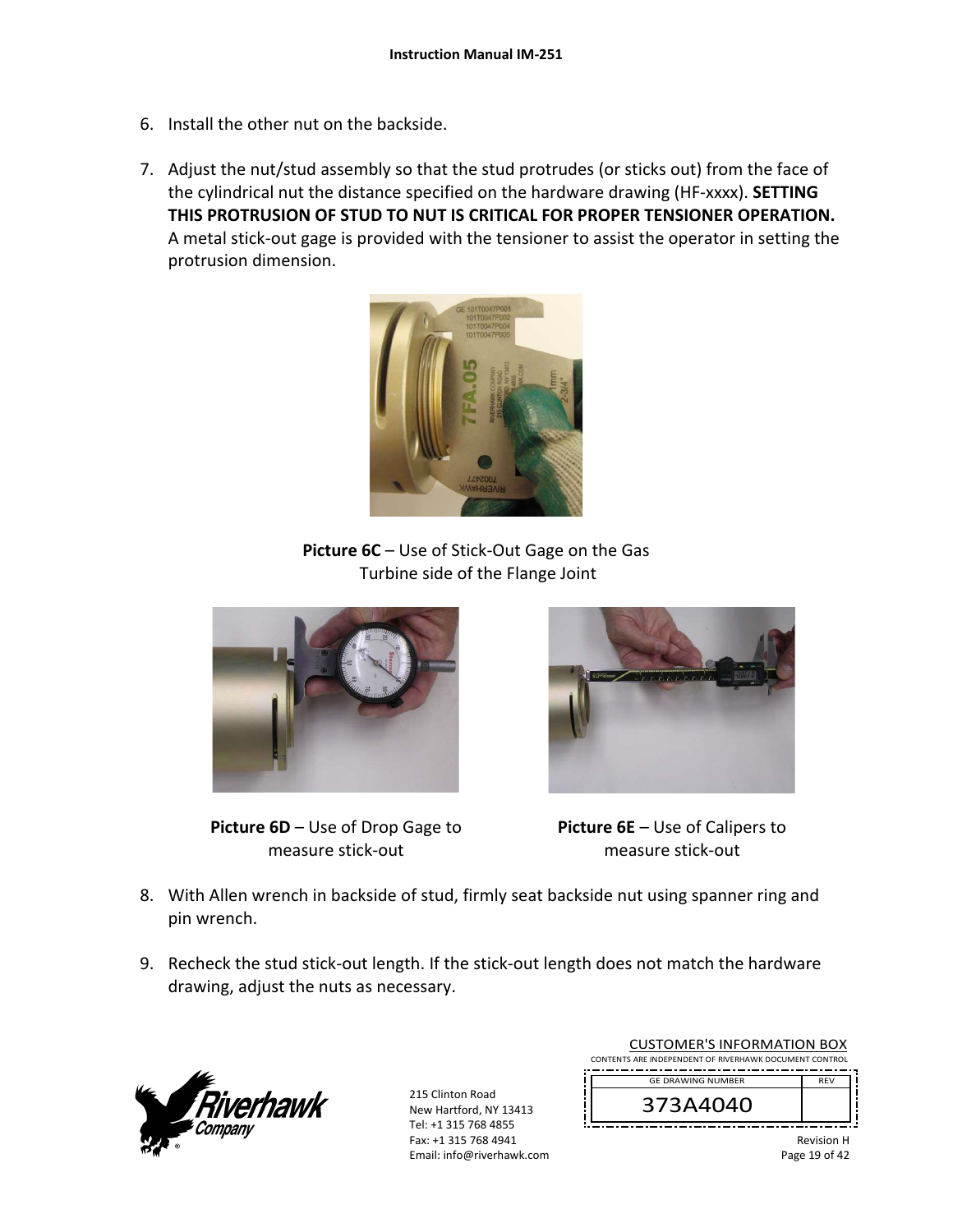6. Install the other nut on the backside.

7. Adjust the nut/stud assembly so that the stud protrudes (or sticks out) from the face of the cylindrical nut the distance specified on the hardware drawing (HF-xxxx). **SETTING THIS PROTRUSION OF STUD TO NUT IS CRITICAL FOR PROPER TENSIONER OPERATION.** A metal stick-out gage is provided with the tensioner to assist the operator in setting the protrusion dimension.

**Picture 6C** – Use of Stick-Out Gage on the Gas Turbine side of the Flange Joint

**Picture 6D** – Use of Drop Gage to measure stick-out

**Picture 6E** – Use of Calipers to measure stick-out

8. With Allen wrench in backside of stud, firmly seat backside nut using spanner ring and pin wrench.

9. Recheck the stud stick-out length. If the stick-out length does not match the hardware drawing, adjust the nuts as necessary.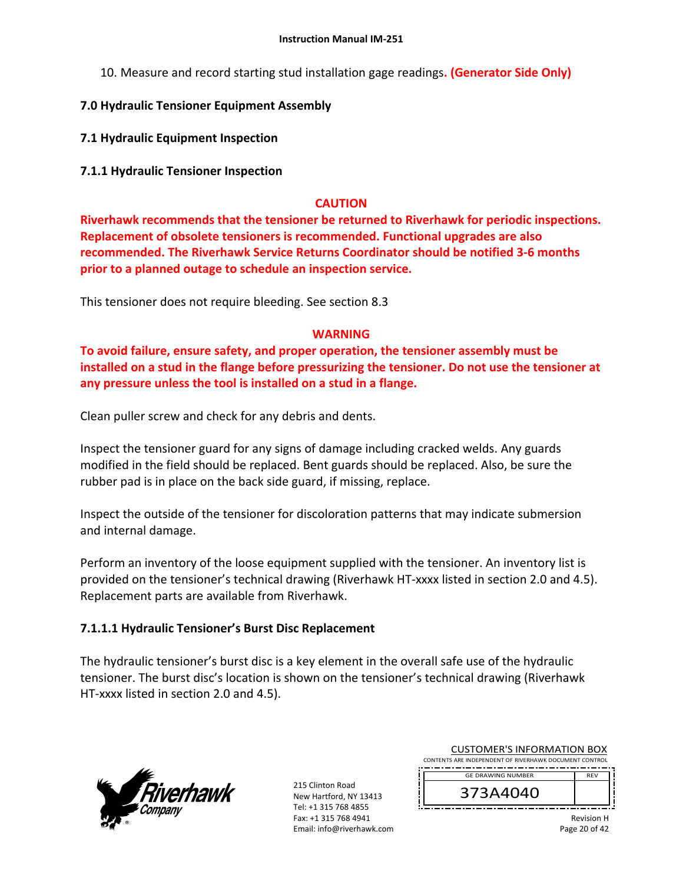10. Measure and record starting stud installation gage readings. **(Generator Side Only)**

## 7.0 Hydraulic Tensioner Equipment Assembly

### 7.1 Hydraulic Equipment Inspection

#### 7.1.1 Hydraulic Tensioner Inspection

**CAUTION**

**Riverhawk recommends that the tensioner be returned to Riverhawk for periodic inspections. Replacement of obsolete tensioners is recommended. Functional upgrades are also recommended. The Riverhawk Service Returns Coordinator should be notified 3-6 months prior to a planned outage to schedule an inspection service.**

This tensioner does not require bleeding. See section 8.3

**WARNING**

**To avoid failure, ensure safety, and proper operation, the tensioner assembly must be installed on a stud in the flange before pressurizing the tensioner. Do not use the tensioner at any pressure unless the tool is installed on a stud in a flange.**

Clean puller screw and check for any debris and dents.

Inspect the tensioner guard for any signs of damage including cracked welds. Any guards modified in the field should be replaced. Bent guards should be replaced. Also, be sure the rubber pad is in place on the back side guard, if missing, replace.

Inspect the outside of the tensioner for discoloration patterns that may indicate submersion and internal damage.

Perform an inventory of the loose equipment supplied with the tensioner. An inventory list is provided on the tensioner's technical drawing (Riverhawk HT-xxxx listed in section 2.0 and 4.5). Replacement parts are available from Riverhawk.

##### 7.1.1.1 Hydraulic Tensioner's Burst Disc Replacement

The hydraulic tensioner's burst disc is a key element in the overall safe use of the hydraulic tensioner. The burst disc's location is shown on the tensioner's technical drawing (Riverhawk HT-xxxx listed in section 2.0 and 4.5).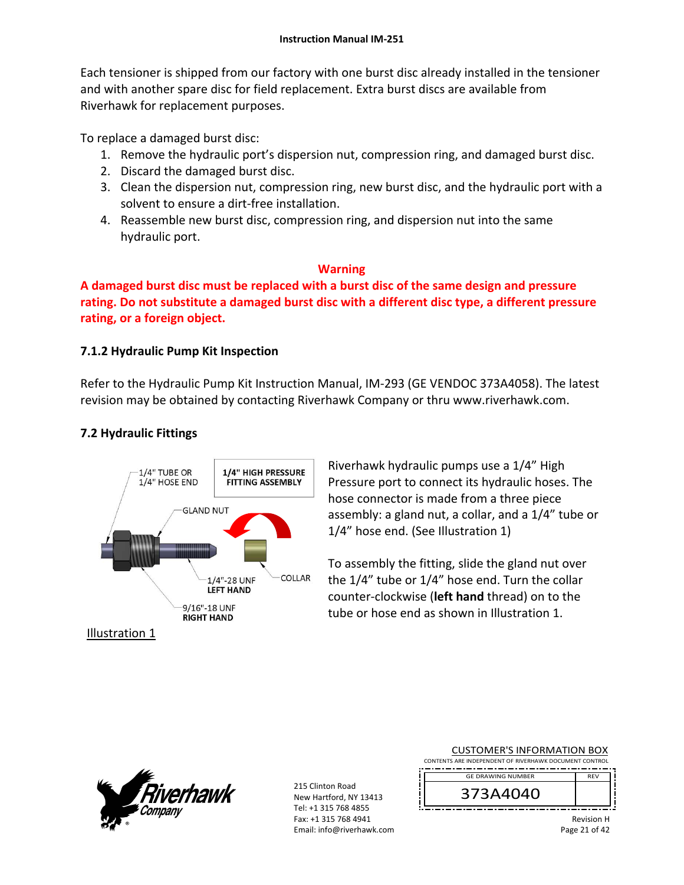Each tensioner is shipped from our factory with one burst disc already installed in the tensioner and with another spare disc for field replacement. Extra burst discs are available from Riverhawk for replacement purposes.

To replace a damaged burst disc:

1. Remove the hydraulic port's dispersion nut, compression ring, and damaged burst disc.
2. Discard the damaged burst disc.
3. Clean the dispersion nut, compression ring, new burst disc, and the hydraulic port with a solvent to ensure a dirt-free installation.
4. Reassemble new burst disc, compression ring, and dispersion nut into the same hydraulic port.

**Warning**

**A damaged burst disc must be replaced with a burst disc of the same design and pressure rating. Do not substitute a damaged burst disc with a different disc type, a different pressure rating, or a foreign object.**

### 7.1.2 Hydraulic Pump Kit Inspection

Refer to the Hydraulic Pump Kit Instruction Manual, IM-293 (GE VENDOC 373A4058). The latest revision may be obtained by contacting Riverhawk Company or thru www.riverhawk.com.

## 7.2 Hydraulic Fittings

1/4" HIGH PRESSURE FITTING ASSEMBLY

1/4" TUBE OR 1/4" HOSE END

GLAND NUT

1/4"-28 UNF **LEFT HAND**

COLLAR

9/16"-18 UNF **RIGHT HAND**

Illustration 1

Riverhawk hydraulic pumps use a 1/4" High Pressure port to connect its hydraulic hoses. The hose connector is made from a three piece assembly: a gland nut, a collar, and a 1/4" tube or 1/4" hose end. (See Illustration 1)

To assembly the fitting, slide the gland nut over the 1/4" tube or 1/4" hose end. Turn the collar counter-clockwise (**left hand** thread) on to the tube or hose end as shown in Illustration 1.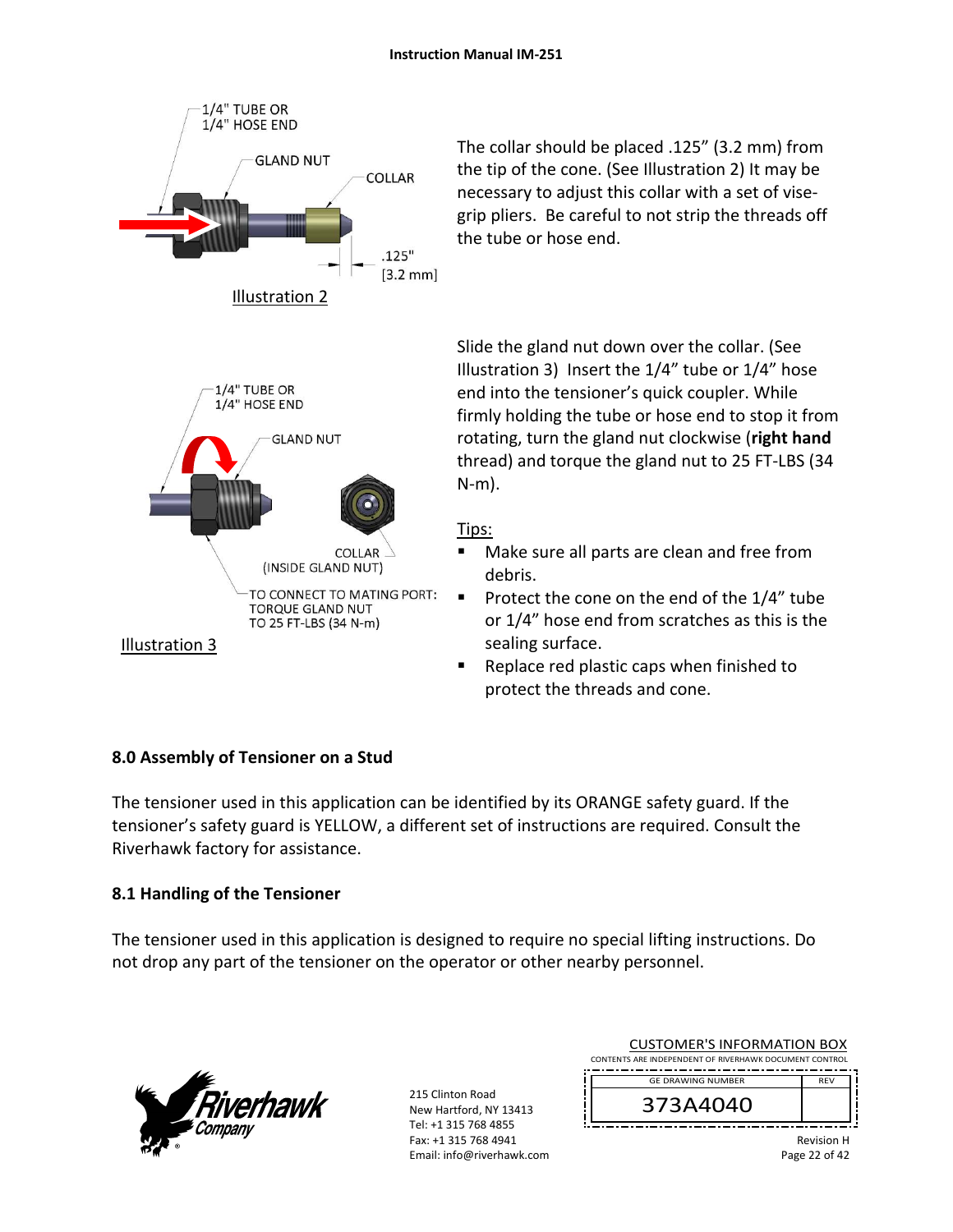1/4" TUBE OR
1/4" HOSE END

GLAND NUT

COLLAR

.125"
[3.2 mm]

Illustration 2

The collar should be placed .125" (3.2 mm) from the tip of the cone. (See Illustration 2) It may be necessary to adjust this collar with a set of vise-grip pliers. Be careful to not strip the threads off the tube or hose end.

1/4" TUBE OR
1/4" HOSE END

GLAND NUT

COLLAR
(INSIDE GLAND NUT)

TO CONNECT TO MATING PORT:
TORQUE GLAND NUT
TO 25 FT-LBS (34 N-m)

Illustration 3

Slide the gland nut down over the collar. (See Illustration 3) Insert the 1/4" tube or 1/4" hose end into the tensioner's quick coupler. While firmly holding the tube or hose end to stop it from rotating, turn the gland nut clockwise (**right hand** thread) and torque the gland nut to 25 FT-LBS (34 N-m).

Tips:

- Make sure all parts are clean and free from debris.
- Protect the cone on the end of the 1/4" tube or 1/4" hose end from scratches as this is the sealing surface.
- Replace red plastic caps when finished to protect the threads and cone.

## 8.0 Assembly of Tensioner on a Stud

The tensioner used in this application can be identified by its ORANGE safety guard. If the tensioner's safety guard is YELLOW, a different set of instructions are required. Consult the Riverhawk factory for assistance.

### 8.1 Handling of the Tensioner

The tensioner used in this application is designed to require no special lifting instructions. Do not drop any part of the tensioner on the operator or other nearby personnel.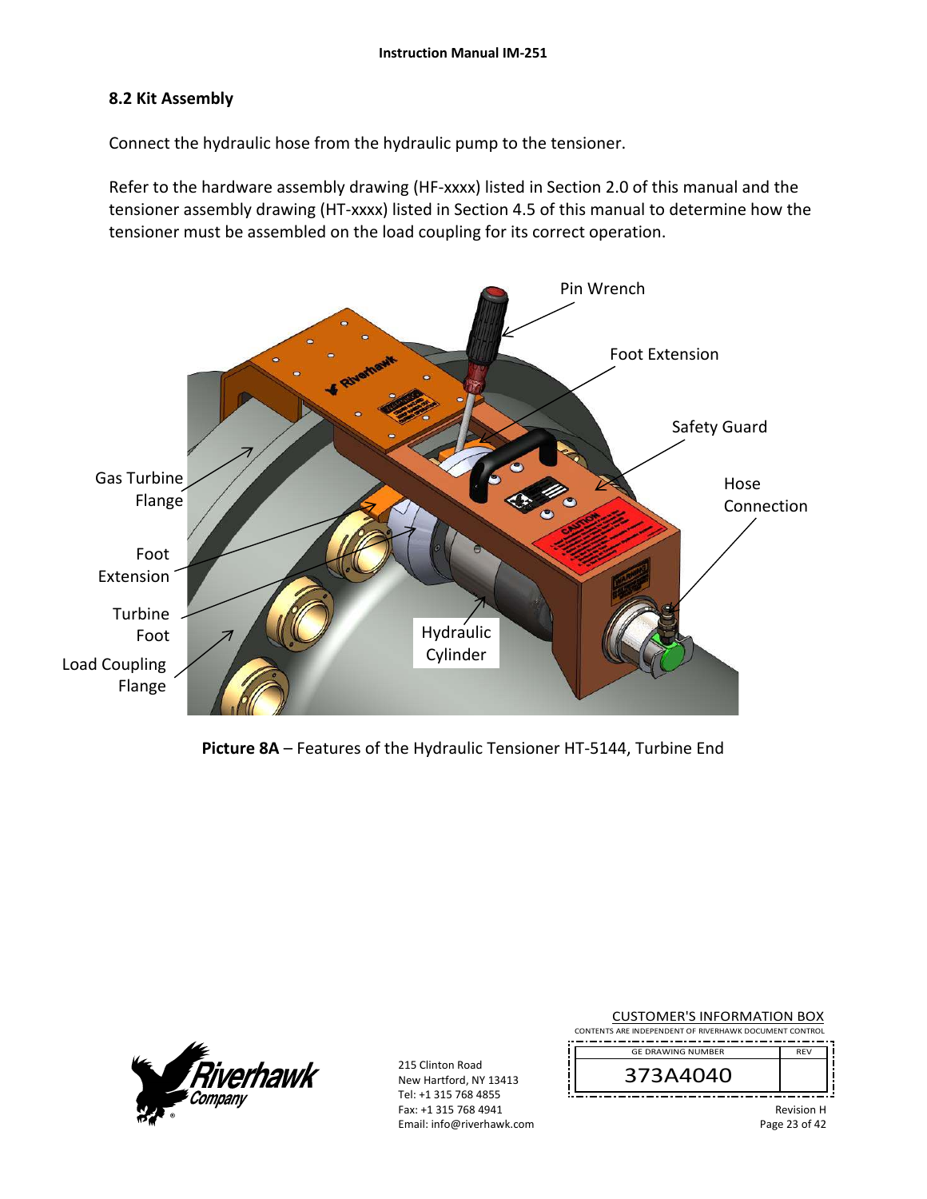## 8.2 Kit Assembly

Connect the hydraulic hose from the hydraulic pump to the tensioner.

Refer to the hardware assembly drawing (HF-xxxx) listed in Section 2.0 of this manual and the tensioner assembly drawing (HT-xxxx) listed in Section 4.5 of this manual to determine how the tensioner must be assembled on the load coupling for its correct operation.

**Picture 8A** – Features of the Hydraulic Tensioner HT-5144, Turbine End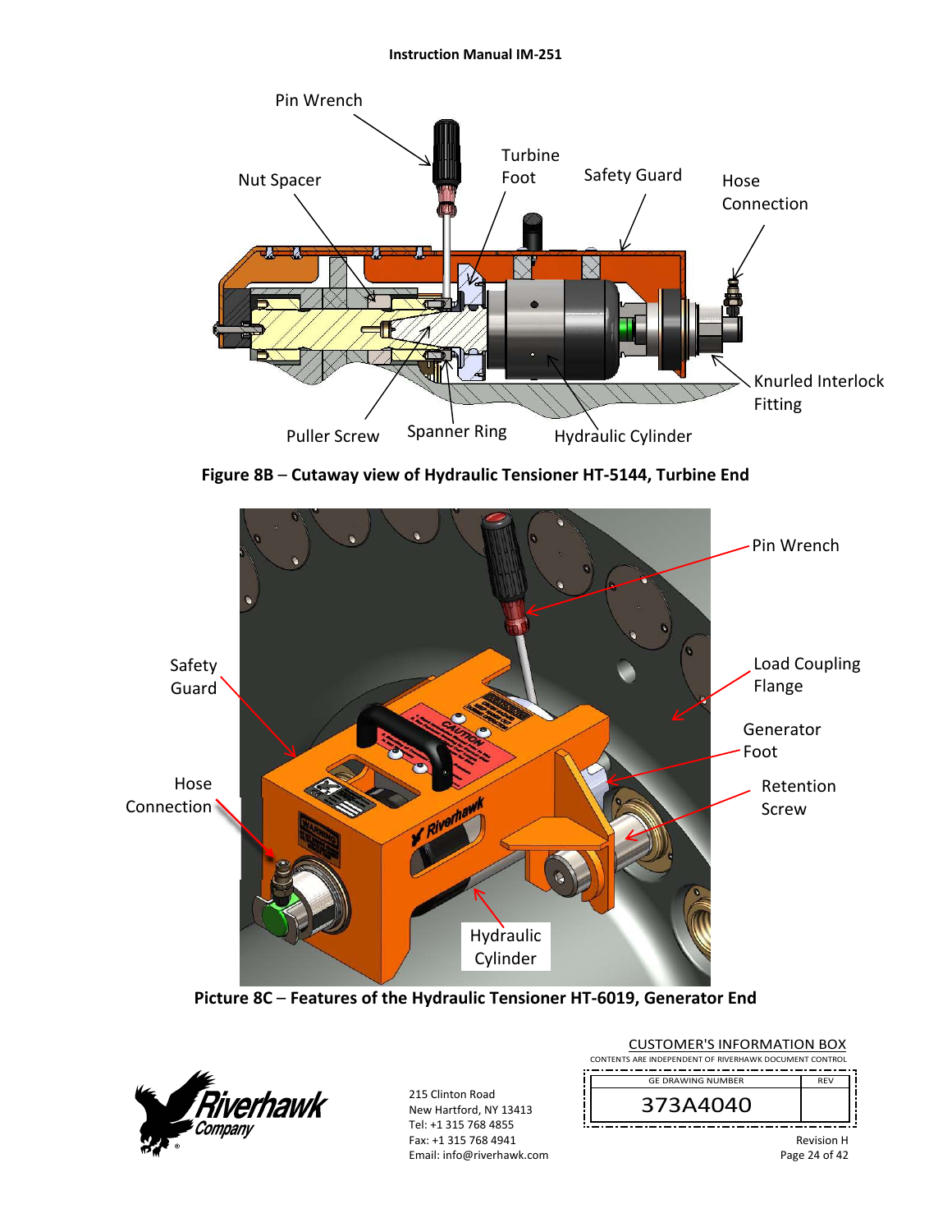Pin Wrench

Nut Spacer

Turbine Foot

Safety Guard

Hose Connection

Knurled Interlock Fitting

Puller Screw

Spanner Ring

Hydraulic Cylinder

**Figure 8B – Cutaway view of Hydraulic Tensioner HT-5144, Turbine End**

Pin Wrench

Safety Guard

Load Coupling Flange

Generator Foot

Hose Connection

Retention Screw

Hydraulic Cylinder

**Picture 8C – Features of the Hydraulic Tensioner HT-6019, Generator End**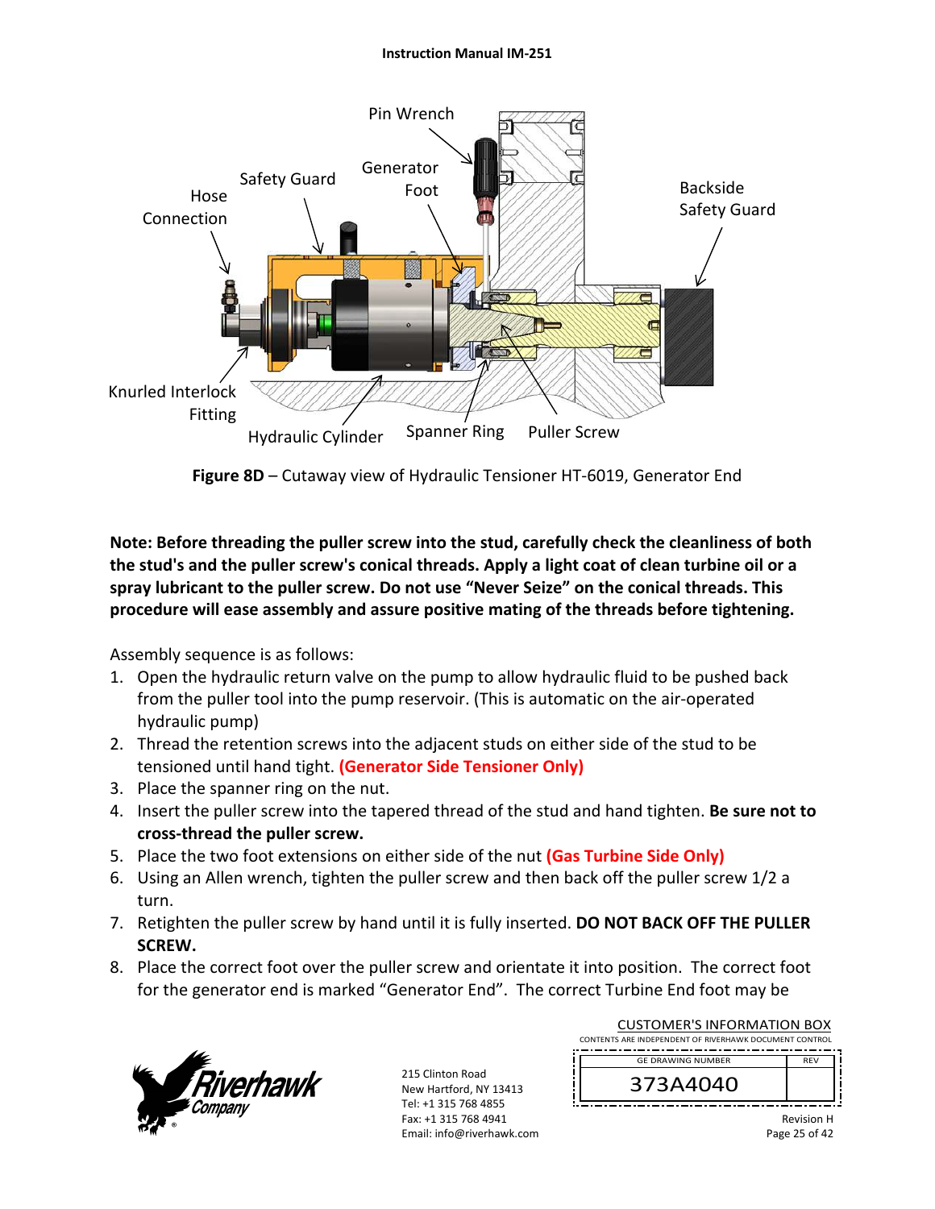**Figure 8D** – Cutaway view of Hydraulic Tensioner HT-6019, Generator End

**Note: Before threading the puller screw into the stud, carefully check the cleanliness of both the stud's and the puller screw's conical threads. Apply a light coat of clean turbine oil or a spray lubricant to the puller screw. Do not use "Never Seize" on the conical threads. This procedure will ease assembly and assure positive mating of the threads before tightening.**

Assembly sequence is as follows:

1. Open the hydraulic return valve on the pump to allow hydraulic fluid to be pushed back from the puller tool into the pump reservoir. (This is automatic on the air-operated hydraulic pump)
2. Thread the retention screws into the adjacent studs on either side of the stud to be tensioned until hand tight. **(Generator Side Tensioner Only)**
3. Place the spanner ring on the nut.
4. Insert the puller screw into the tapered thread of the stud and hand tighten. **Be sure not to cross-thread the puller screw.**
5. Place the two foot extensions on either side of the nut **(Gas Turbine Side Only)**
6. Using an Allen wrench, tighten the puller screw and then back off the puller screw 1/2 a turn.
7. Retighten the puller screw by hand until it is fully inserted. **DO NOT BACK OFF THE PULLER SCREW.**
8. Place the correct foot over the puller screw and orientate it into position. The correct foot for the generator end is marked "Generator End". The correct Turbine End foot may be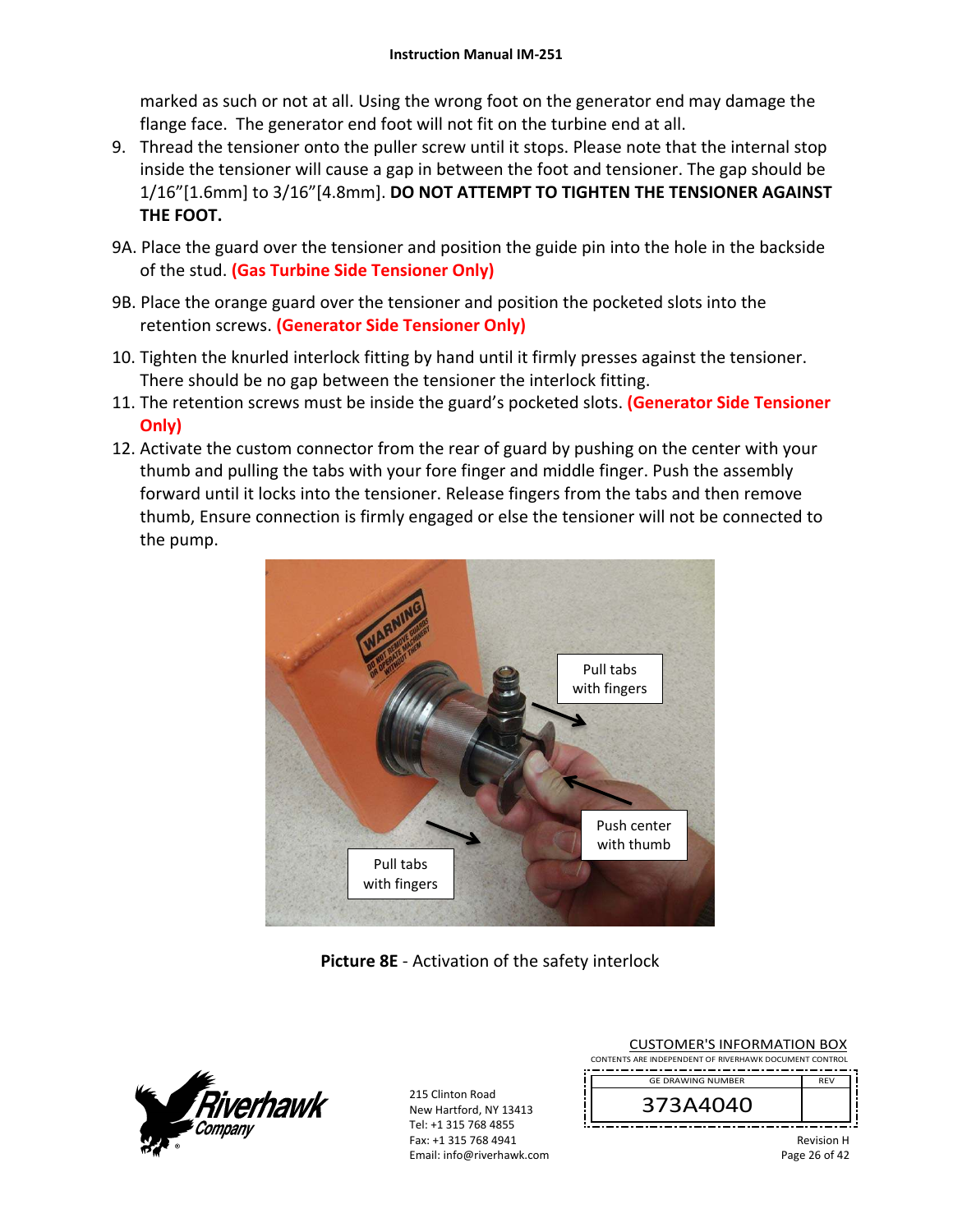marked as such or not at all. Using the wrong foot on the generator end may damage the flange face. The generator end foot will not fit on the turbine end at all.

9. Thread the tensioner onto the puller screw until it stops. Please note that the internal stop inside the tensioner will cause a gap in between the foot and tensioner. The gap should be 1/16”[1.6mm] to 3/16”[4.8mm]. **DO NOT ATTEMPT TO TIGHTEN THE TENSIONER AGAINST THE FOOT.**

9A. Place the guard over the tensioner and position the guide pin into the hole in the backside of the stud. **(Gas Turbine Side Tensioner Only)**

9B. Place the orange guard over the tensioner and position the pocketed slots into the retention screws. **(Generator Side Tensioner Only)**

10. Tighten the knurled interlock fitting by hand until it firmly presses against the tensioner. There should be no gap between the tensioner the interlock fitting.
11. The retention screws must be inside the guard’s pocketed slots. **(Generator Side Tensioner Only)**
12. Activate the custom connector from the rear of guard by pushing on the center with your thumb and pulling the tabs with your fore finger and middle finger. Push the assembly forward until it locks into the tensioner. Release fingers from the tabs and then remove thumb, Ensure connection is firmly engaged or else the tensioner will not be connected to the pump.

**Picture 8E** - Activation of the safety interlock

215 Clinton Road
New Hartford, NY 13413
Tel: +1 315 768 4855
Fax: +1 315 768 4941
Email: info@riverhawk.com

CUSTOMER'S INFORMATION BOX
CONTENTS ARE INDEPENDENT OF RIVERHAWK DOCUMENT CONTROL

| GE DRAWING NUMBER | REV |
|---|---|
| 373A4040 | |

Revision H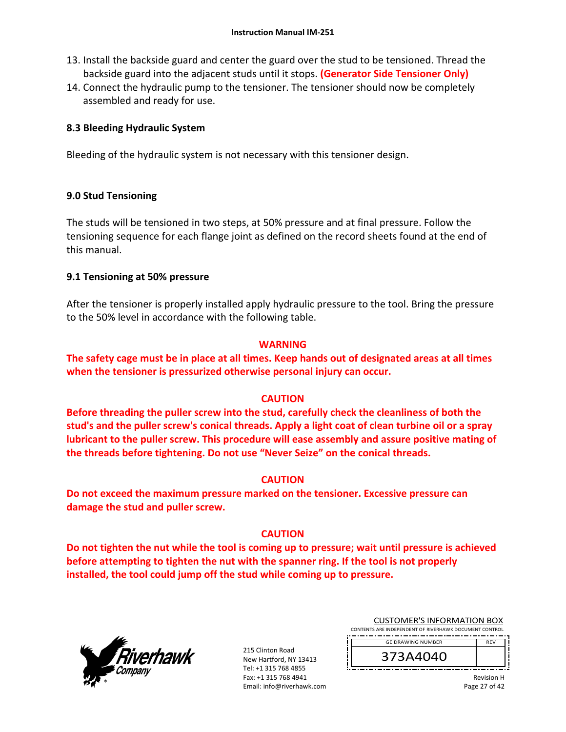13. Install the backside guard and center the guard over the stud to be tensioned. Thread the backside guard into the adjacent studs until it stops. **(Generator Side Tensioner Only)**
14. Connect the hydraulic pump to the tensioner. The tensioner should now be completely assembled and ready for use.

### 8.3 Bleeding Hydraulic System

Bleeding of the hydraulic system is not necessary with this tensioner design.

## 9.0 Stud Tensioning

The studs will be tensioned in two steps, at 50% pressure and at final pressure. Follow the tensioning sequence for each flange joint as defined on the record sheets found at the end of this manual.

### 9.1 Tensioning at 50% pressure

After the tensioner is properly installed apply hydraulic pressure to the tool. Bring the pressure to the 50% level in accordance with the following table.

**WARNING**

**The safety cage must be in place at all times. Keep hands out of designated areas at all times when the tensioner is pressurized otherwise personal injury can occur.**

**CAUTION**

**Before threading the puller screw into the stud, carefully check the cleanliness of both the stud's and the puller screw's conical threads. Apply a light coat of clean turbine oil or a spray lubricant to the puller screw. This procedure will ease assembly and assure positive mating of the threads before tightening. Do not use "Never Seize" on the conical threads.**

**CAUTION**

**Do not exceed the maximum pressure marked on the tensioner. Excessive pressure can damage the stud and puller screw.**

**CAUTION**

**Do not tighten the nut while the tool is coming up to pressure; wait until pressure is achieved before attempting to tighten the nut with the spanner ring. If the tool is not properly installed, the tool could jump off the stud while coming up to pressure.**

215 Clinton Road
New Hartford, NY 13413
Tel: +1 315 768 4855
Fax: +1 315 768 4941
Email: info@riverhawk.com

CUSTOMER'S INFORMATION BOX
CONTENTS ARE INDEPENDENT OF RIVERHAWK DOCUMENT CONTROL

| GE DRAWING NUMBER | REV |
| --- | --- |
| 373A4040 | |

Revision H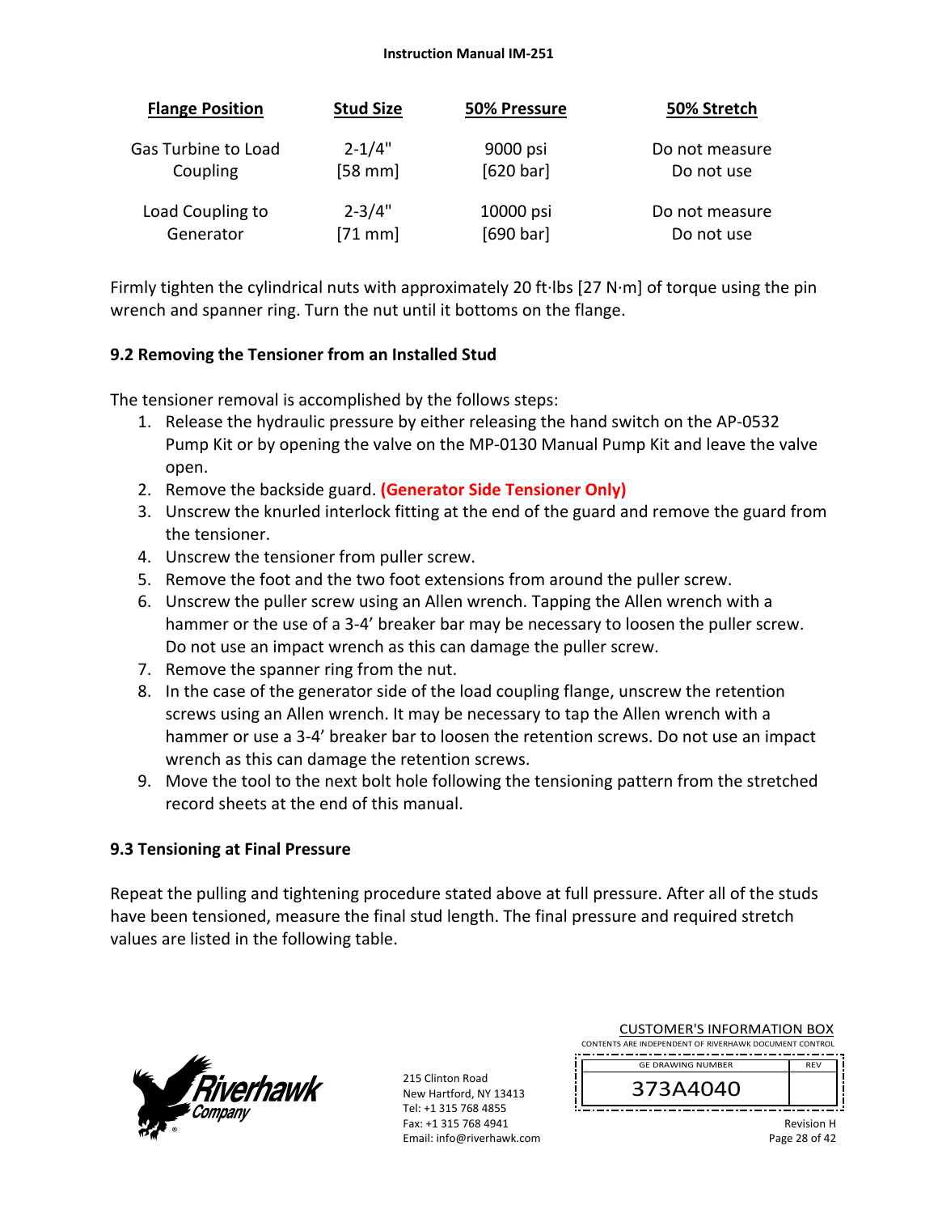| Flange Position | Stud Size | 50% Pressure | 50% Stretch |
|---|---|---|---|
| Gas Turbine to Load Coupling | 2-1/4" [58 mm] | 9000 psi [620 bar] | Do not measure Do not use |
| Load Coupling to Generator | 2-3/4" [71 mm] | 10000 psi [690 bar] | Do not measure Do not use |

Firmly tighten the cylindrical nuts with approximately 20 ft·lbs [27 N·m] of torque using the pin wrench and spanner ring. Turn the nut until it bottoms on the flange.

### 9.2 Removing the Tensioner from an Installed Stud

The tensioner removal is accomplished by the follows steps:

1. Release the hydraulic pressure by either releasing the hand switch on the AP-0532 Pump Kit or by opening the valve on the MP-0130 Manual Pump Kit and leave the valve open.
2. Remove the backside guard. **(Generator Side Tensioner Only)**
3. Unscrew the knurled interlock fitting at the end of the guard and remove the guard from the tensioner.
4. Unscrew the tensioner from puller screw.
5. Remove the foot and the two foot extensions from around the puller screw.
6. Unscrew the puller screw using an Allen wrench. Tapping the Allen wrench with a hammer or the use of a 3-4' breaker bar may be necessary to loosen the puller screw. Do not use an impact wrench as this can damage the puller screw.
7. Remove the spanner ring from the nut.
8. In the case of the generator side of the load coupling flange, unscrew the retention screws using an Allen wrench. It may be necessary to tap the Allen wrench with a hammer or use a 3-4' breaker bar to loosen the retention screws. Do not use an impact wrench as this can damage the retention screws.
9. Move the tool to the next bolt hole following the tensioning pattern from the stretched record sheets at the end of this manual.

### 9.3 Tensioning at Final Pressure

Repeat the pulling and tightening procedure stated above at full pressure. After all of the studs have been tensioned, measure the final stud length. The final pressure and required stretch values are listed in the following table.

215 Clinton Road
New Hartford, NY 13413
Tel: +1 315 768 4855
Fax: +1 315 768 4941
Email: info@riverhawk.com

CUSTOMER'S INFORMATION BOX
CONTENTS ARE INDEPENDENT OF RIVERHAWK DOCUMENT CONTROL

| GE DRAWING NUMBER | REV |
|---|---|
| 373A4040 | |

Revision H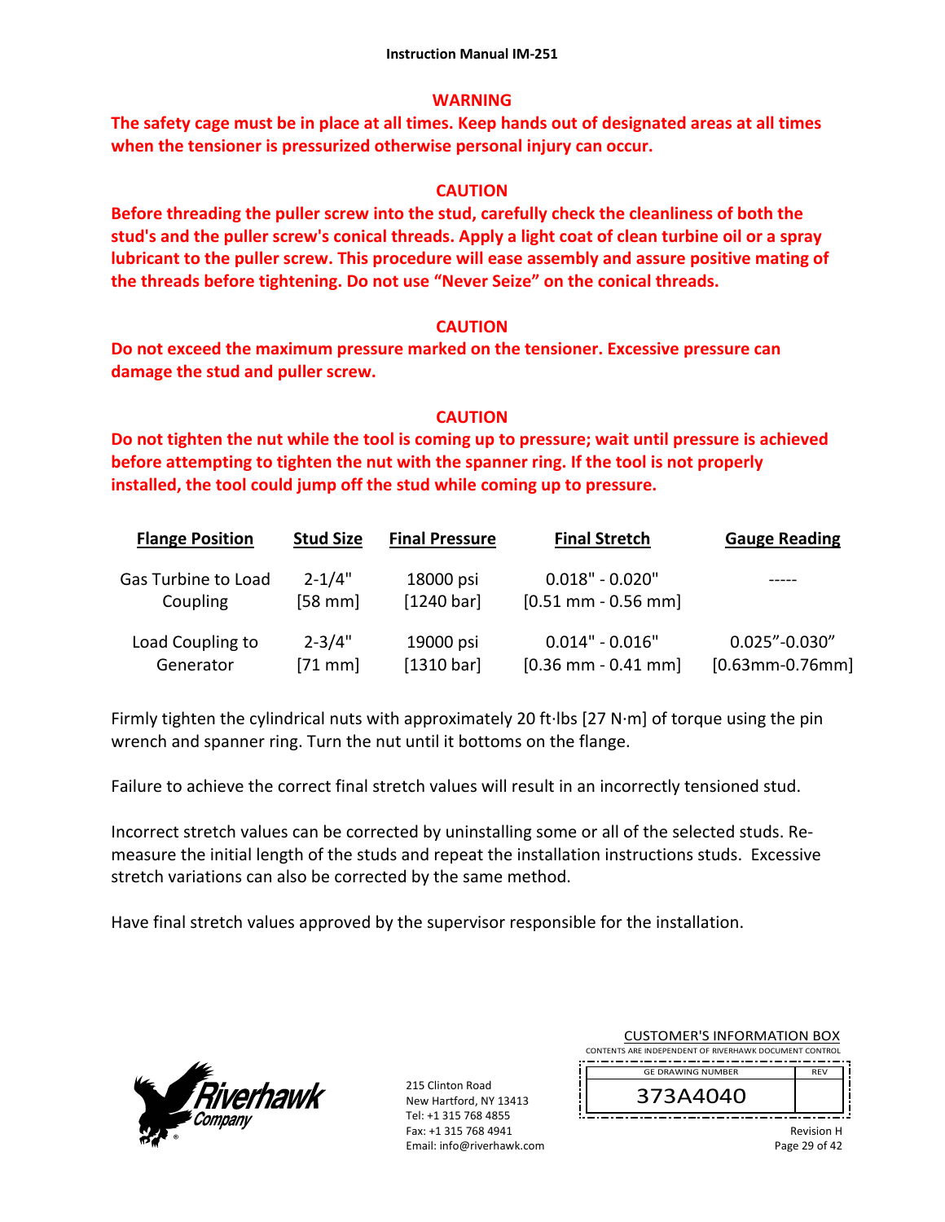**WARNING**

**The safety cage must be in place at all times. Keep hands out of designated areas at all times when the tensioner is pressurized otherwise personal injury can occur.**

**CAUTION**

**Before threading the puller screw into the stud, carefully check the cleanliness of both the stud's and the puller screw's conical threads. Apply a light coat of clean turbine oil or a spray lubricant to the puller screw. This procedure will ease assembly and assure positive mating of the threads before tightening. Do not use "Never Seize" on the conical threads.**

**CAUTION**

**Do not exceed the maximum pressure marked on the tensioner. Excessive pressure can damage the stud and puller screw.**

**CAUTION**

**Do not tighten the nut while the tool is coming up to pressure; wait until pressure is achieved before attempting to tighten the nut with the spanner ring. If the tool is not properly installed, the tool could jump off the stud while coming up to pressure.**

| Flange Position | Stud Size | Final Pressure | Final Stretch | Gauge Reading |
|---|---|---|---|---|
| Gas Turbine to Load Coupling | 2-1/4" [58 mm] | 18000 psi [1240 bar] | 0.018" - 0.020" [0.51 mm - 0.56 mm] | ----- |
| Load Coupling to Generator | 2-3/4" [71 mm] | 19000 psi [1310 bar] | 0.014" - 0.016" [0.36 mm - 0.41 mm] | 0.025"-0.030" [0.63mm-0.76mm] |

Firmly tighten the cylindrical nuts with approximately 20 ft·lbs [27 N·m] of torque using the pin wrench and spanner ring. Turn the nut until it bottoms on the flange.

Failure to achieve the correct final stretch values will result in an incorrectly tensioned stud.

Incorrect stretch values can be corrected by uninstalling some or all of the selected studs. Re-measure the initial length of the studs and repeat the installation instructions studs. Excessive stretch variations can also be corrected by the same method.

Have final stretch values approved by the supervisor responsible for the installation.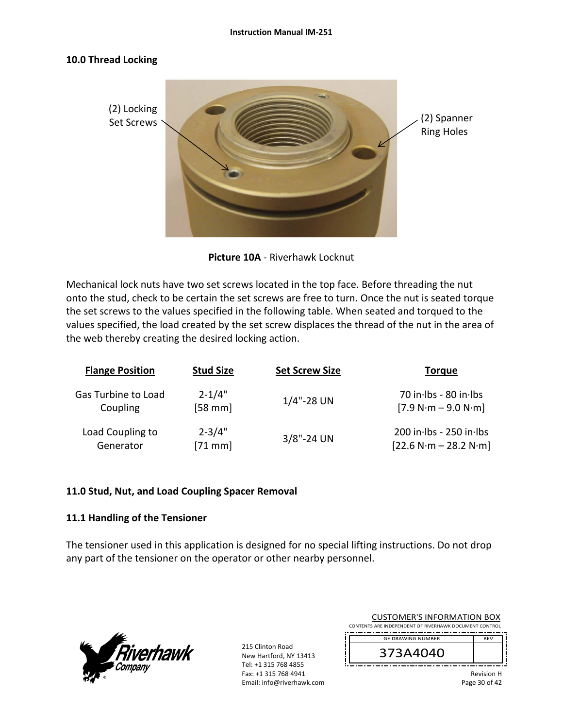## 10.0 Thread Locking

(2) Locking Set Screws

(2) Spanner Ring Holes

**Picture 10A** - Riverhawk Locknut

Mechanical lock nuts have two set screws located in the top face. Before threading the nut onto the stud, check to be certain the set screws are free to turn. Once the nut is seated torque the set screws to the values specified in the following table. When seated and torqued to the values specified, the load created by the set screw displaces the thread of the nut in the area of the web thereby creating the desired locking action.

| Flange Position | Stud Size | Set Screw Size | Torque |
|---|---|---|---|
| Gas Turbine to Load Coupling | 2-1/4" [58 mm] | 1/4"-28 UN | 70 in·lbs - 80 in·lbs [7.9 N·m – 9.0 N·m] |
| Load Coupling to Generator | 2-3/4" [71 mm] | 3/8"-24 UN | 200 in·lbs - 250 in·lbs [22.6 N·m – 28.2 N·m] |

## 11.0 Stud, Nut, and Load Coupling Spacer Removal

### 11.1 Handling of the Tensioner

The tensioner used in this application is designed for no special lifting instructions. Do not drop any part of the tensioner on the operator or other nearby personnel.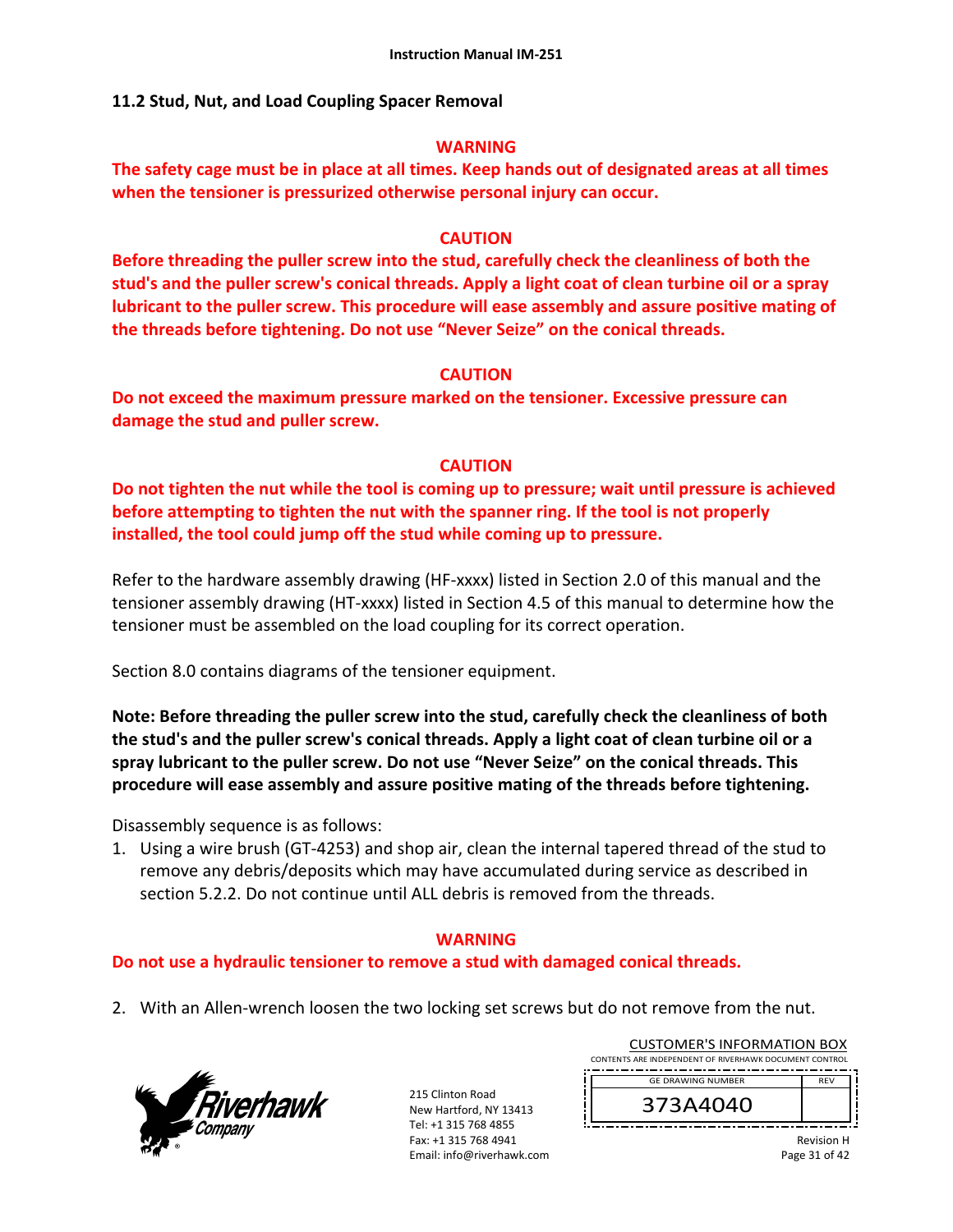## 11.2 Stud, Nut, and Load Coupling Spacer Removal

**WARNING**

**The safety cage must be in place at all times. Keep hands out of designated areas at all times when the tensioner is pressurized otherwise personal injury can occur.**

**CAUTION**

**Before threading the puller screw into the stud, carefully check the cleanliness of both the stud's and the puller screw's conical threads. Apply a light coat of clean turbine oil or a spray lubricant to the puller screw. This procedure will ease assembly and assure positive mating of the threads before tightening. Do not use "Never Seize" on the conical threads.**

**CAUTION**

**Do not exceed the maximum pressure marked on the tensioner. Excessive pressure can damage the stud and puller screw.**

**CAUTION**

**Do not tighten the nut while the tool is coming up to pressure; wait until pressure is achieved before attempting to tighten the nut with the spanner ring. If the tool is not properly installed, the tool could jump off the stud while coming up to pressure.**

Refer to the hardware assembly drawing (HF-xxxx) listed in Section 2.0 of this manual and the tensioner assembly drawing (HT-xxxx) listed in Section 4.5 of this manual to determine how the tensioner must be assembled on the load coupling for its correct operation.

Section 8.0 contains diagrams of the tensioner equipment.

**Note: Before threading the puller screw into the stud, carefully check the cleanliness of both the stud's and the puller screw's conical threads. Apply a light coat of clean turbine oil or a spray lubricant to the puller screw. Do not use "Never Seize" on the conical threads. This procedure will ease assembly and assure positive mating of the threads before tightening.**

Disassembly sequence is as follows:

1. Using a wire brush (GT-4253) and shop air, clean the internal tapered thread of the stud to remove any debris/deposits which may have accumulated during service as described in section 5.2.2. Do not continue until ALL debris is removed from the threads.

**WARNING**

**Do not use a hydraulic tensioner to remove a stud with damaged conical threads.**

2. With an Allen-wrench loosen the two locking set screws but do not remove from the nut.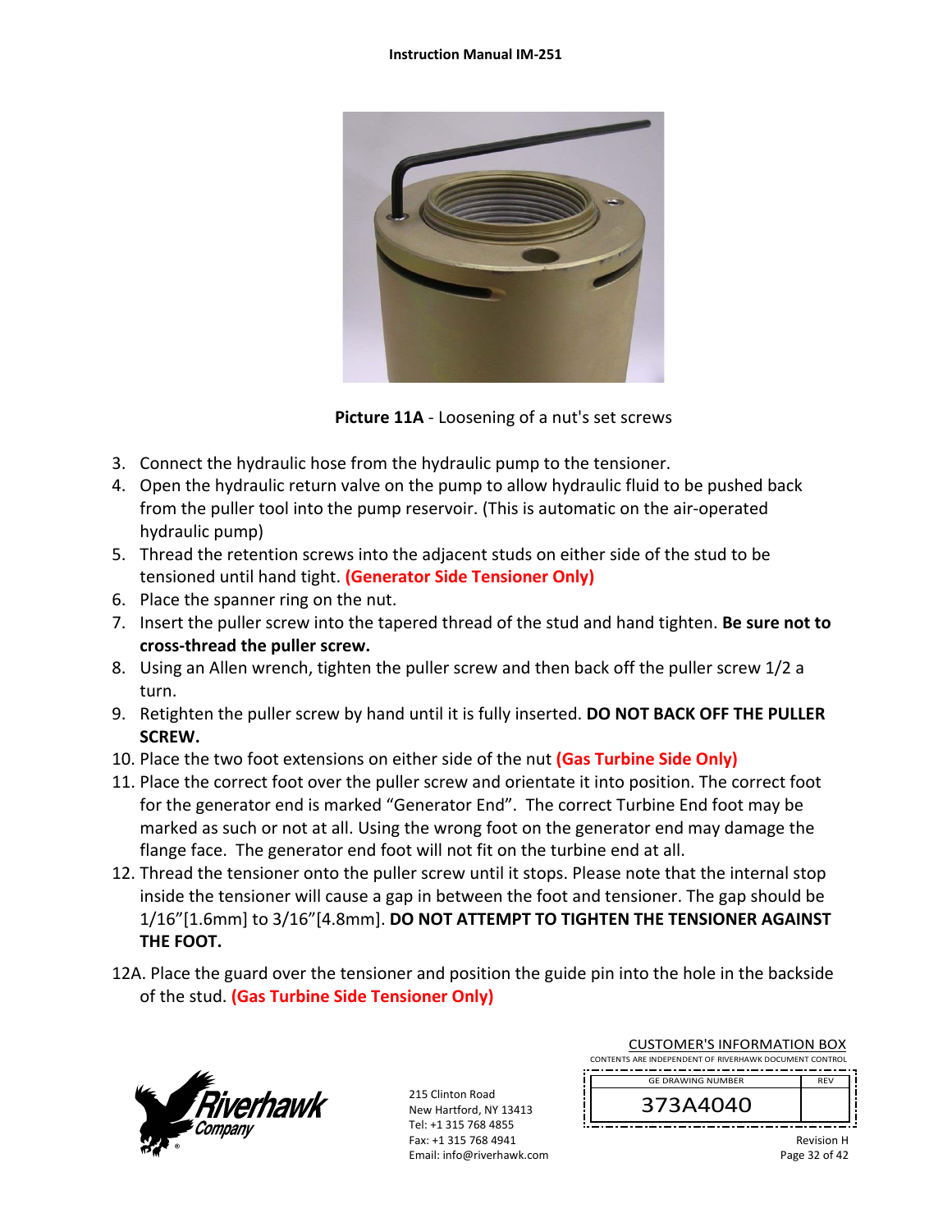**Picture 11A** - Loosening of a nut's set screws

3. Connect the hydraulic hose from the hydraulic pump to the tensioner.
4. Open the hydraulic return valve on the pump to allow hydraulic fluid to be pushed back from the puller tool into the pump reservoir. (This is automatic on the air-operated hydraulic pump)
5. Thread the retention screws into the adjacent studs on either side of the stud to be tensioned until hand tight. **(Generator Side Tensioner Only)**
6. Place the spanner ring on the nut.
7. Insert the puller screw into the tapered thread of the stud and hand tighten. **Be sure not to cross-thread the puller screw.**
8. Using an Allen wrench, tighten the puller screw and then back off the puller screw 1/2 a turn.
9. Retighten the puller screw by hand until it is fully inserted. **DO NOT BACK OFF THE PULLER SCREW.**
10. Place the two foot extensions on either side of the nut **(Gas Turbine Side Only)**
11. Place the correct foot over the puller screw and orientate it into position. The correct foot for the generator end is marked "Generator End". The correct Turbine End foot may be marked as such or not at all. Using the wrong foot on the generator end may damage the flange face. The generator end foot will not fit on the turbine end at all.
12. Thread the tensioner onto the puller screw until it stops. Please note that the internal stop inside the tensioner will cause a gap in between the foot and tensioner. The gap should be 1/16"[1.6mm] to 3/16"[4.8mm]. **DO NOT ATTEMPT TO TIGHTEN THE TENSIONER AGAINST THE FOOT.**

12A. Place the guard over the tensioner and position the guide pin into the hole in the backside of the stud. **(Gas Turbine Side Tensioner Only)**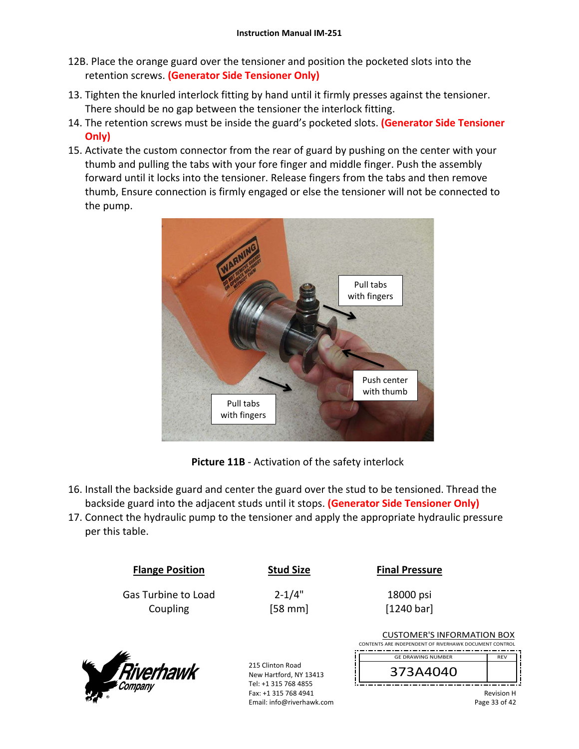12B. Place the orange guard over the tensioner and position the pocketed slots into the retention screws. **(Generator Side Tensioner Only)**

13. Tighten the knurled interlock fitting by hand until it firmly presses against the tensioner. There should be no gap between the tensioner the interlock fitting.
14. The retention screws must be inside the guard's pocketed slots. **(Generator Side Tensioner Only)**
15. Activate the custom connector from the rear of guard by pushing on the center with your thumb and pulling the tabs with your fore finger and middle finger. Push the assembly forward until it locks into the tensioner. Release fingers from the tabs and then remove thumb, Ensure connection is firmly engaged or else the tensioner will not be connected to the pump.

**Picture 11B** - Activation of the safety interlock

16. Install the backside guard and center the guard over the stud to be tensioned. Thread the backside guard into the adjacent studs until it stops. **(Generator Side Tensioner Only)**
17. Connect the hydraulic pump to the tensioner and apply the appropriate hydraulic pressure per this table.

| Flange Position | Stud Size | Final Pressure |
|---|---|---|
| Gas Turbine to Load Coupling | 2-1/4" [58 mm] | 18000 psi [1240 bar] |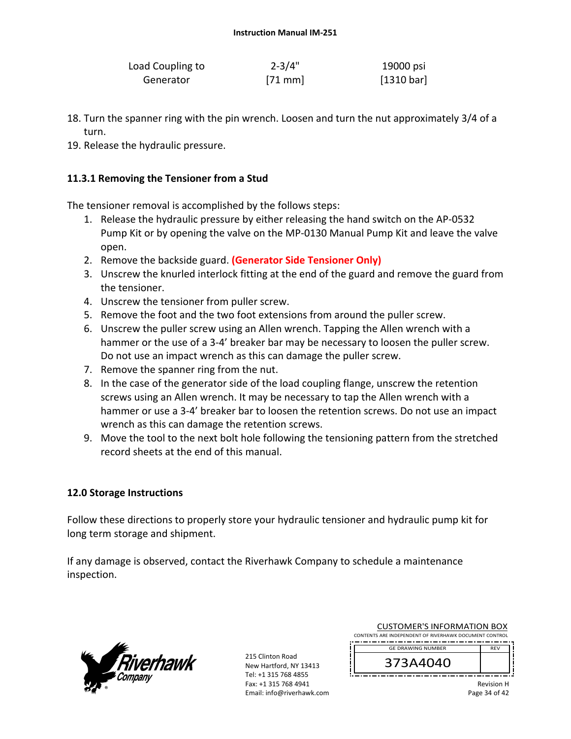| Load Coupling to Generator | 2-3/4" [71 mm] | 19000 psi [1310 bar] |
|---|---|---|

18. Turn the spanner ring with the pin wrench. Loosen and turn the nut approximately 3/4 of a turn.
19. Release the hydraulic pressure.

### 11.3.1 Removing the Tensioner from a Stud

The tensioner removal is accomplished by the follows steps:

1. Release the hydraulic pressure by either releasing the hand switch on the AP-0532 Pump Kit or by opening the valve on the MP-0130 Manual Pump Kit and leave the valve open.
2. Remove the backside guard. **(Generator Side Tensioner Only)**
3. Unscrew the knurled interlock fitting at the end of the guard and remove the guard from the tensioner.
4. Unscrew the tensioner from puller screw.
5. Remove the foot and the two foot extensions from around the puller screw.
6. Unscrew the puller screw using an Allen wrench. Tapping the Allen wrench with a hammer or the use of a 3-4' breaker bar may be necessary to loosen the puller screw. Do not use an impact wrench as this can damage the puller screw.
7. Remove the spanner ring from the nut.
8. In the case of the generator side of the load coupling flange, unscrew the retention screws using an Allen wrench. It may be necessary to tap the Allen wrench with a hammer or use a 3-4' breaker bar to loosen the retention screws. Do not use an impact wrench as this can damage the retention screws.
9. Move the tool to the next bolt hole following the tensioning pattern from the stretched record sheets at the end of this manual.

## 12.0 Storage Instructions

Follow these directions to properly store your hydraulic tensioner and hydraulic pump kit for long term storage and shipment.

If any damage is observed, contact the Riverhawk Company to schedule a maintenance inspection.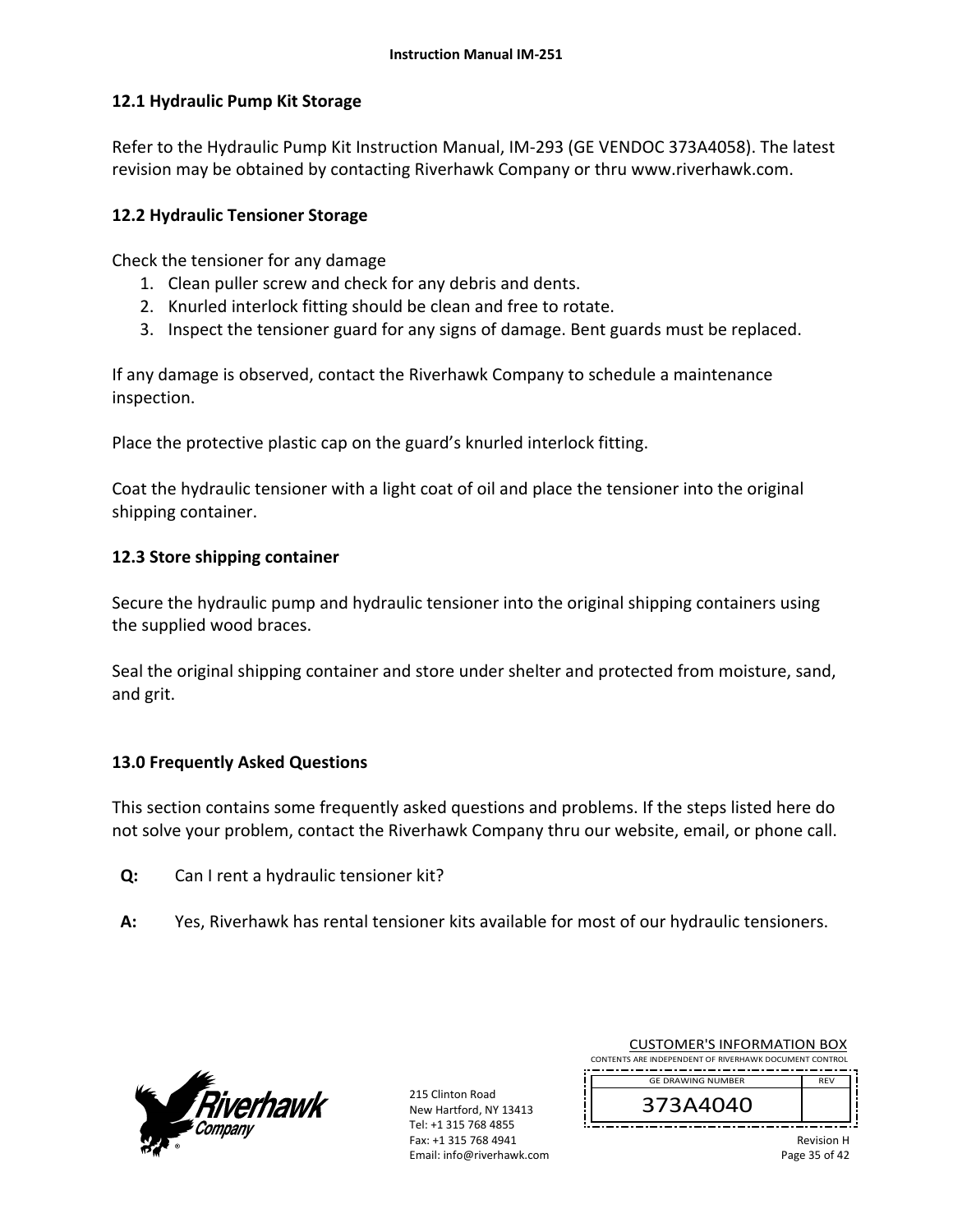## 12.1 Hydraulic Pump Kit Storage

Refer to the Hydraulic Pump Kit Instruction Manual, IM-293 (GE VENDOC 373A4058). The latest revision may be obtained by contacting Riverhawk Company or thru www.riverhawk.com.

## 12.2 Hydraulic Tensioner Storage

Check the tensioner for any damage

1. Clean puller screw and check for any debris and dents.
2. Knurled interlock fitting should be clean and free to rotate.
3. Inspect the tensioner guard for any signs of damage. Bent guards must be replaced.

If any damage is observed, contact the Riverhawk Company to schedule a maintenance inspection.

Place the protective plastic cap on the guard's knurled interlock fitting.

Coat the hydraulic tensioner with a light coat of oil and place the tensioner into the original shipping container.

## 12.3 Store shipping container

Secure the hydraulic pump and hydraulic tensioner into the original shipping containers using the supplied wood braces.

Seal the original shipping container and store under shelter and protected from moisture, sand, and grit.

# 13.0 Frequently Asked Questions

This section contains some frequently asked questions and problems. If the steps listed here do not solve your problem, contact the Riverhawk Company thru our website, email, or phone call.

**Q:** Can I rent a hydraulic tensioner kit?

**A:** Yes, Riverhawk has rental tensioner kits available for most of our hydraulic tensioners.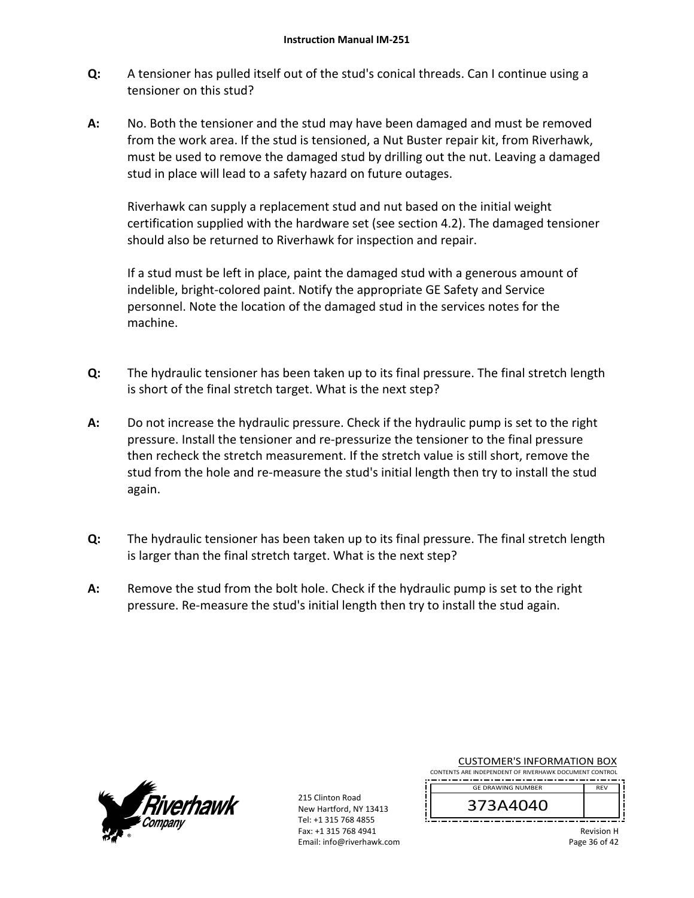**Q:** A tensioner has pulled itself out of the stud's conical threads. Can I continue using a tensioner on this stud?

**A:** No. Both the tensioner and the stud may have been damaged and must be removed from the work area. If the stud is tensioned, a Nut Buster repair kit, from Riverhawk, must be used to remove the damaged stud by drilling out the nut. Leaving a damaged stud in place will lead to a safety hazard on future outages.

Riverhawk can supply a replacement stud and nut based on the initial weight certification supplied with the hardware set (see section 4.2). The damaged tensioner should also be returned to Riverhawk for inspection and repair.

If a stud must be left in place, paint the damaged stud with a generous amount of indelible, bright-colored paint. Notify the appropriate GE Safety and Service personnel. Note the location of the damaged stud in the services notes for the machine.

**Q:** The hydraulic tensioner has been taken up to its final pressure. The final stretch length is short of the final stretch target. What is the next step?

**A:** Do not increase the hydraulic pressure. Check if the hydraulic pump is set to the right pressure. Install the tensioner and re-pressurize the tensioner to the final pressure then recheck the stretch measurement. If the stretch value is still short, remove the stud from the hole and re-measure the stud's initial length then try to install the stud again.

**Q:** The hydraulic tensioner has been taken up to its final pressure. The final stretch length is larger than the final stretch target. What is the next step?

**A:** Remove the stud from the bolt hole. Check if the hydraulic pump is set to the right pressure. Re-measure the stud's initial length then try to install the stud again.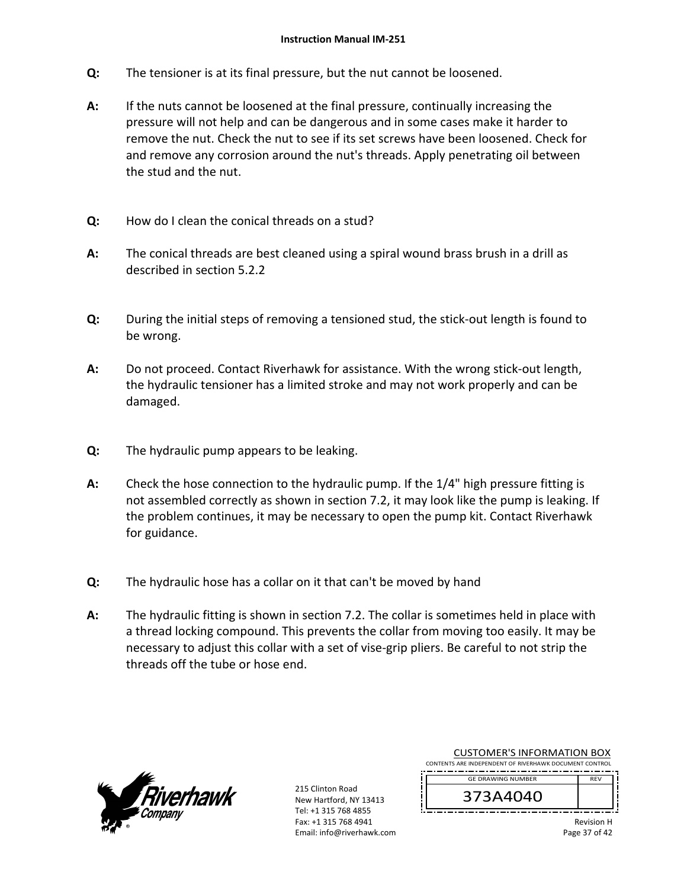**Q:** The tensioner is at its final pressure, but the nut cannot be loosened.

**A:** If the nuts cannot be loosened at the final pressure, continually increasing the pressure will not help and can be dangerous and in some cases make it harder to remove the nut. Check the nut to see if its set screws have been loosened. Check for and remove any corrosion around the nut's threads. Apply penetrating oil between the stud and the nut.

**Q:** How do I clean the conical threads on a stud?

**A:** The conical threads are best cleaned using a spiral wound brass brush in a drill as described in section 5.2.2

**Q:** During the initial steps of removing a tensioned stud, the stick-out length is found to be wrong.

**A:** Do not proceed. Contact Riverhawk for assistance. With the wrong stick-out length, the hydraulic tensioner has a limited stroke and may not work properly and can be damaged.

**Q:** The hydraulic pump appears to be leaking.

**A:** Check the hose connection to the hydraulic pump. If the 1/4" high pressure fitting is not assembled correctly as shown in section 7.2, it may look like the pump is leaking. If the problem continues, it may be necessary to open the pump kit. Contact Riverhawk for guidance.

**Q:** The hydraulic hose has a collar on it that can't be moved by hand

**A:** The hydraulic fitting is shown in section 7.2. The collar is sometimes held in place with a thread locking compound. This prevents the collar from moving too easily. It may be necessary to adjust this collar with a set of vise-grip pliers. Be careful to not strip the threads off the tube or hose end.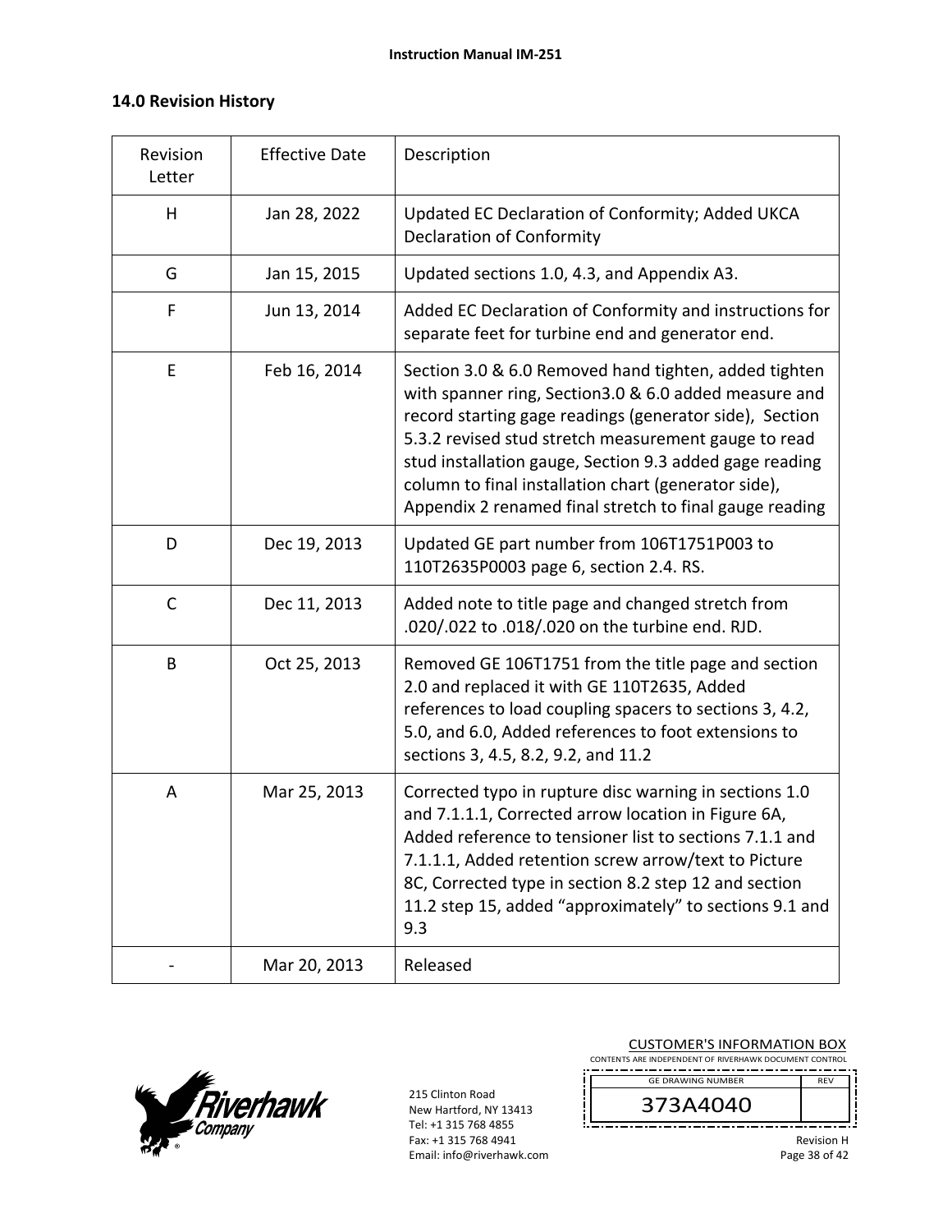## 14.0 Revision History

| Revision Letter | Effective Date | Description |
|---|---|---|
| H | Jan 28, 2022 | Updated EC Declaration of Conformity; Added UKCA Declaration of Conformity |
| G | Jan 15, 2015 | Updated sections 1.0, 4.3, and Appendix A3. |
| F | Jun 13, 2014 | Added EC Declaration of Conformity and instructions for separate feet for turbine end and generator end. |
| E | Feb 16, 2014 | Section 3.0 & 6.0 Removed hand tighten, added tighten with spanner ring, Section3.0 & 6.0 added measure and record starting gage readings (generator side), Section 5.3.2 revised stud stretch measurement gauge to read stud installation gauge, Section 9.3 added gage reading column to final installation chart (generator side), Appendix 2 renamed final stretch to final gauge reading |
| D | Dec 19, 2013 | Updated GE part number from 106T1751P003 to 110T2635P0003 page 6, section 2.4. RS. |
| C | Dec 11, 2013 | Added note to title page and changed stretch from .020/.022 to .018/.020 on the turbine end. RJD. |
| B | Oct 25, 2013 | Removed GE 106T1751 from the title page and section 2.0 and replaced it with GE 110T2635, Added references to load coupling spacers to sections 3, 4.2, 5.0, and 6.0, Added references to foot extensions to sections 3, 4.5, 8.2, 9.2, and 11.2 |
| A | Mar 25, 2013 | Corrected typo in rupture disc warning in sections 1.0 and 7.1.1.1, Corrected arrow location in Figure 6A, Added reference to tensioner list to sections 7.1.1 and 7.1.1.1, Added retention screw arrow/text to Picture 8C, Corrected type in section 8.2 step 12 and section 11.2 step 15, added "approximately" to sections 9.1 and 9.3 |
| - | Mar 20, 2013 | Released |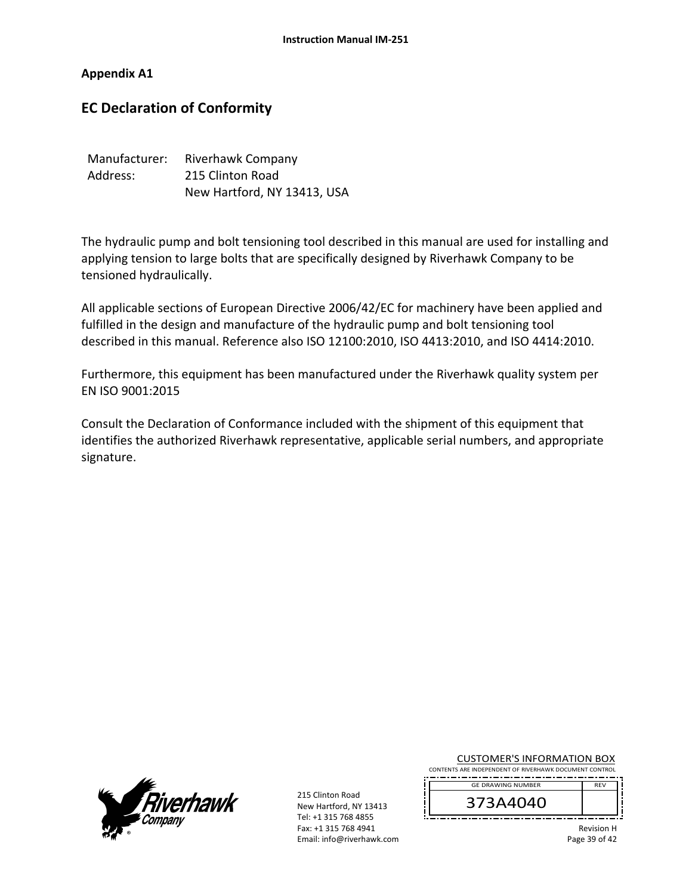## Appendix A1

# EC Declaration of Conformity

Manufacturer: Riverhawk Company
Address: 215 Clinton Road
New Hartford, NY 13413, USA

The hydraulic pump and bolt tensioning tool described in this manual are used for installing and applying tension to large bolts that are specifically designed by Riverhawk Company to be tensioned hydraulically.

All applicable sections of European Directive 2006/42/EC for machinery have been applied and fulfilled in the design and manufacture of the hydraulic pump and bolt tensioning tool described in this manual. Reference also ISO 12100:2010, ISO 4413:2010, and ISO 4414:2010.

Furthermore, this equipment has been manufactured under the Riverhawk quality system per EN ISO 9001:2015

Consult the Declaration of Conformance included with the shipment of this equipment that identifies the authorized Riverhawk representative, applicable serial numbers, and appropriate signature.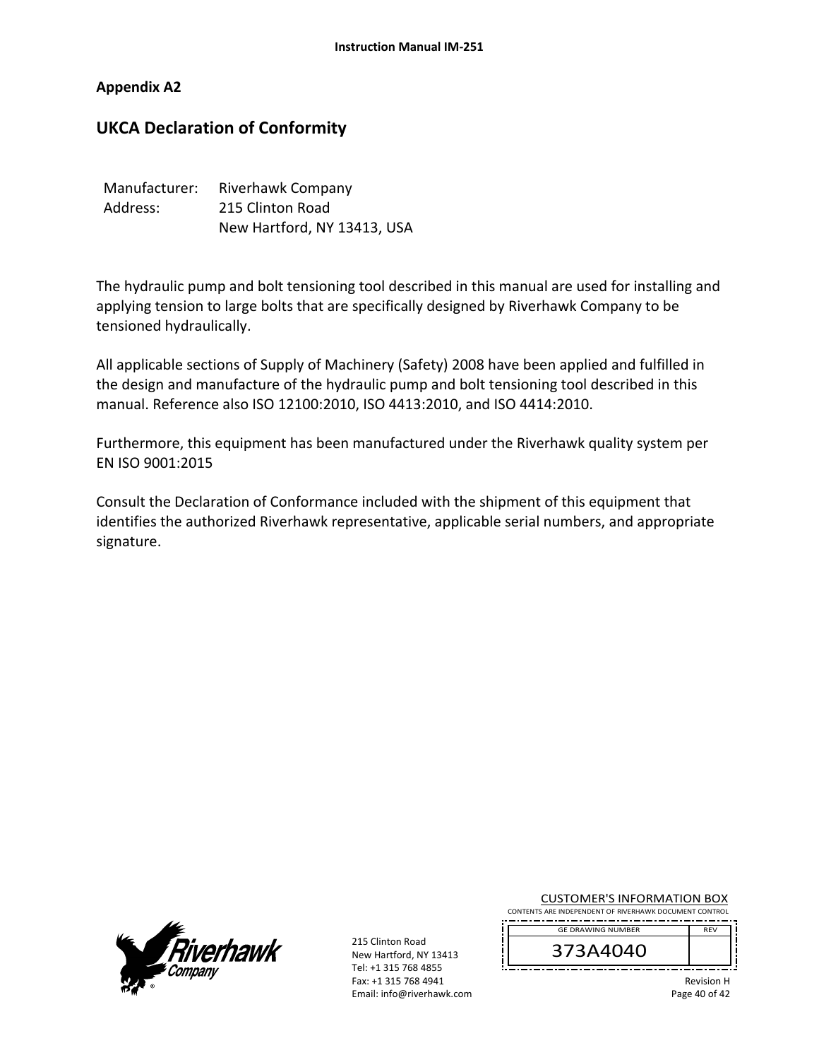## Appendix A2

# UKCA Declaration of Conformity

Manufacturer: Riverhawk Company
Address: 215 Clinton Road
New Hartford, NY 13413, USA

The hydraulic pump and bolt tensioning tool described in this manual are used for installing and applying tension to large bolts that are specifically designed by Riverhawk Company to be tensioned hydraulically.

All applicable sections of Supply of Machinery (Safety) 2008 have been applied and fulfilled in the design and manufacture of the hydraulic pump and bolt tensioning tool described in this manual. Reference also ISO 12100:2010, ISO 4413:2010, and ISO 4414:2010.

Furthermore, this equipment has been manufactured under the Riverhawk quality system per EN ISO 9001:2015

Consult the Declaration of Conformance included with the shipment of this equipment that identifies the authorized Riverhawk representative, applicable serial numbers, and appropriate signature.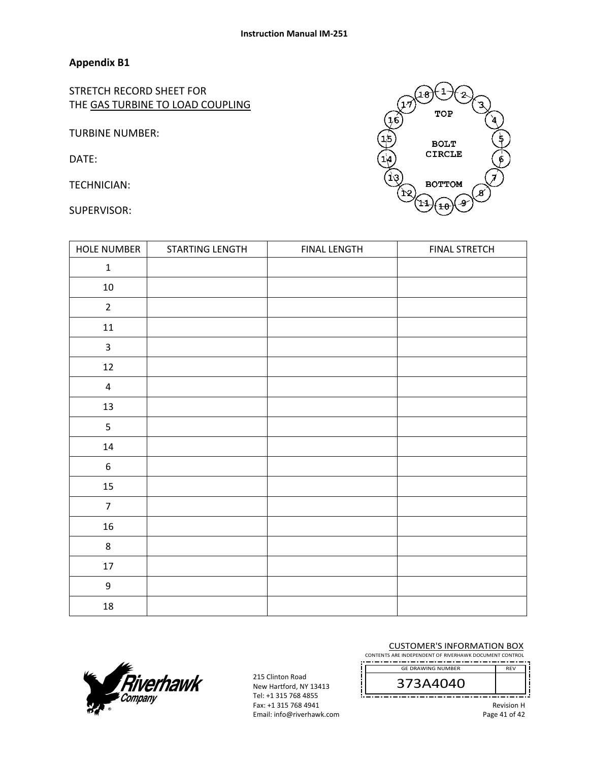## Appendix B1

STRETCH RECORD SHEET FOR
THE <u>GAS TURBINE TO LOAD COUPLING</u>

TURBINE NUMBER:

DATE:

TECHNICIAN:

SUPERVISOR:

| HOLE NUMBER | STARTING LENGTH | FINAL LENGTH | FINAL STRETCH |
|---|---|---|---|
| 1 | | | |
| 10 | | | |
| 2 | | | |
| 11 | | | |
| 3 | | | |
| 12 | | | |
| 4 | | | |
| 13 | | | |
| 5 | | | |
| 14 | | | |
| 6 | | | |
| 15 | | | |
| 7 | | | |
| 16 | | | |
| 8 | | | |
| 17 | | | |
| 9 | | | |
| 18 | | | |

215 Clinton Road
New Hartford, NY 13413
Tel: +1 315 768 4855
Fax: +1 315 768 4941
Email: info@riverhawk.com

CUSTOMER'S INFORMATION BOX
CONTENTS ARE INDEPENDENT OF RIVERHAWK DOCUMENT CONTROL

| GE DRAWING NUMBER | REV |
|---|---|
| 373A4040 | |

Revision H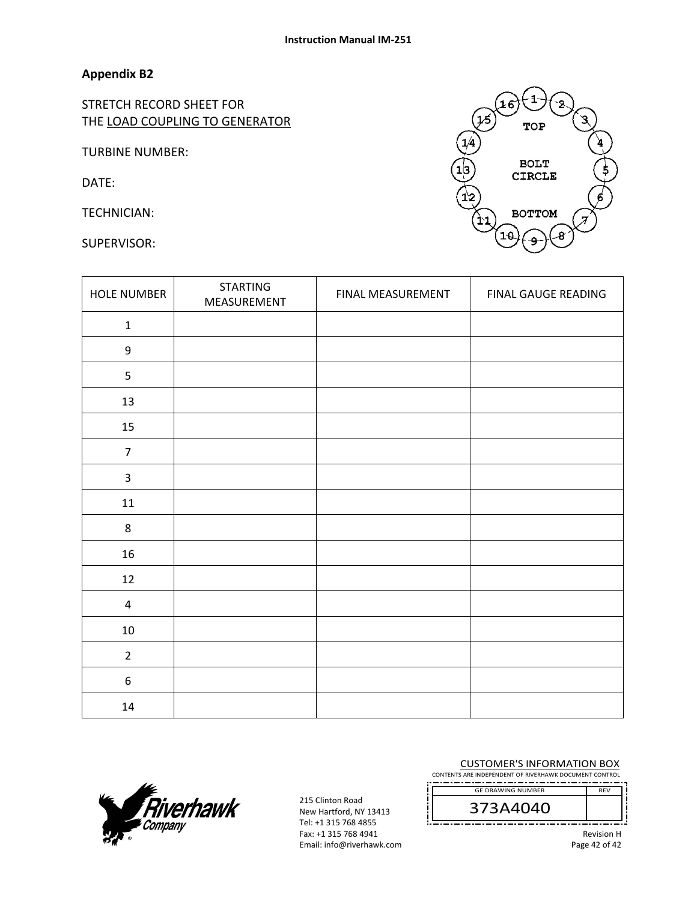## Appendix B2

STRETCH RECORD SHEET FOR
THE LOAD COUPLING TO GENERATOR

TURBINE NUMBER:

DATE:

TECHNICIAN:

SUPERVISOR:

TOP

BOLT
CIRCLE

BOTTOM

1 2 3 4 5 6 7 8 9 10 11 12 13 14 15 16

| HOLE NUMBER | STARTING MEASUREMENT | FINAL MEASUREMENT | FINAL GAUGE READING |
|---|---|---|---|
| 1 | | | |
| 9 | | | |
| 5 | | | |
| 13 | | | |
| 15 | | | |
| 7 | | | |
| 3 | | | |
| 11 | | | |
| 8 | | | |
| 16 | | | |
| 12 | | | |
| 4 | | | |
| 10 | | | |
| 2 | | | |
| 6 | | | |
| 14 | | | |

Riverhawk Company

215 Clinton Road
New Hartford, NY 13413
Tel: +1 315 768 4855
Fax: +1 315 768 4941
Email: info@riverhawk.com

CUSTOMER'S INFORMATION BOX
CONTENTS ARE INDEPENDENT OF RIVERHAWK DOCUMENT CONTROL

| GE DRAWING NUMBER | REV |
|---|---|
| 373A4040 | |

Revision H